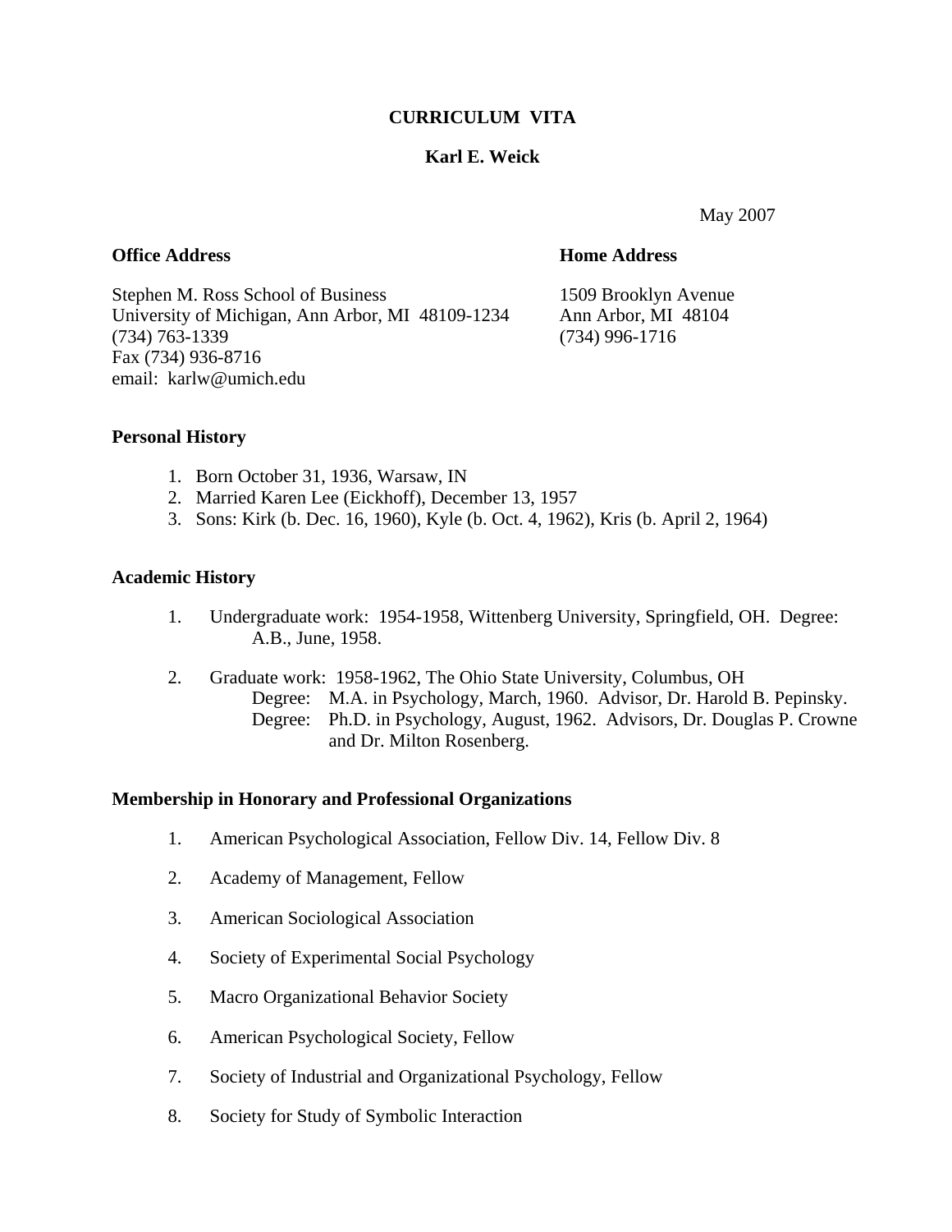# CURRICULUM VITA

## Karl E. Weick

May 2007

**Office Address**

Stephen M. Ross School of Business
University of Michigan, Ann Arbor, MI 48109-1234
(734) 763-1339
Fax (734) 936-8716
email: karlw@umich.edu

**Home Address**

1509 Brooklyn Avenue
Ann Arbor, MI 48104
(734) 996-1716

### Personal History

1. Born October 31, 1936, Warsaw, IN
2. Married Karen Lee (Eickhoff), December 13, 1957
3. Sons: Kirk (b. Dec. 16, 1960), Kyle (b. Oct. 4, 1962), Kris (b. April 2, 1964)

### Academic History

1. Undergraduate work: 1954-1958, Wittenberg University, Springfield, OH. Degree: A.B., June, 1958.

2. Graduate work: 1958-1962, The Ohio State University, Columbus, OH
   Degree: M.A. in Psychology, March, 1960. Advisor, Dr. Harold B. Pepinsky.
   Degree: Ph.D. in Psychology, August, 1962. Advisors, Dr. Douglas P. Crowne and Dr. Milton Rosenberg.

### Membership in Honorary and Professional Organizations

1. American Psychological Association, Fellow Div. 14, Fellow Div. 8

2. Academy of Management, Fellow

3. American Sociological Association

4. Society of Experimental Social Psychology

5. Macro Organizational Behavior Society

6. American Psychological Society, Fellow

7. Society of Industrial and Organizational Psychology, Fellow

8. Society for Study of Symbolic Interaction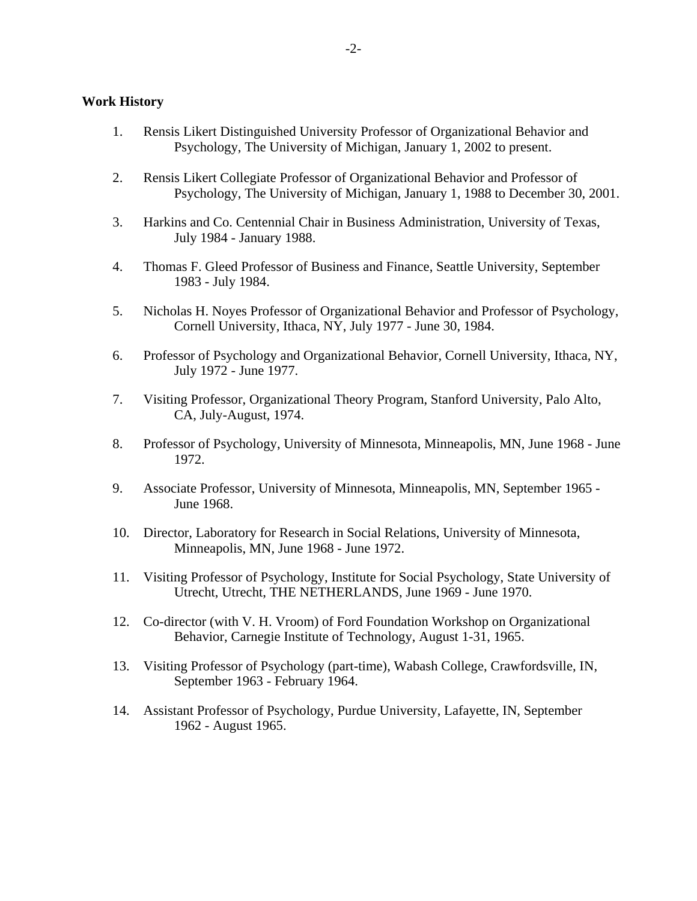**Work History**

1. Rensis Likert Distinguished University Professor of Organizational Behavior and Psychology, The University of Michigan, January 1, 2002 to present.

2. Rensis Likert Collegiate Professor of Organizational Behavior and Professor of Psychology, The University of Michigan, January 1, 1988 to December 30, 2001.

3. Harkins and Co. Centennial Chair in Business Administration, University of Texas, July 1984 - January 1988.

4. Thomas F. Gleed Professor of Business and Finance, Seattle University, September 1983 - July 1984.

5. Nicholas H. Noyes Professor of Organizational Behavior and Professor of Psychology, Cornell University, Ithaca, NY, July 1977 - June 30, 1984.

6. Professor of Psychology and Organizational Behavior, Cornell University, Ithaca, NY, July 1972 - June 1977.

7. Visiting Professor, Organizational Theory Program, Stanford University, Palo Alto, CA, July-August, 1974.

8. Professor of Psychology, University of Minnesota, Minneapolis, MN, June 1968 - June 1972.

9. Associate Professor, University of Minnesota, Minneapolis, MN, September 1965 - June 1968.

10. Director, Laboratory for Research in Social Relations, University of Minnesota, Minneapolis, MN, June 1968 - June 1972.

11. Visiting Professor of Psychology, Institute for Social Psychology, State University of Utrecht, Utrecht, THE NETHERLANDS, June 1969 - June 1970.

12. Co-director (with V. H. Vroom) of Ford Foundation Workshop on Organizational Behavior, Carnegie Institute of Technology, August 1-31, 1965.

13. Visiting Professor of Psychology (part-time), Wabash College, Crawfordsville, IN, September 1963 - February 1964.

14. Assistant Professor of Psychology, Purdue University, Lafayette, IN, September 1962 - August 1965.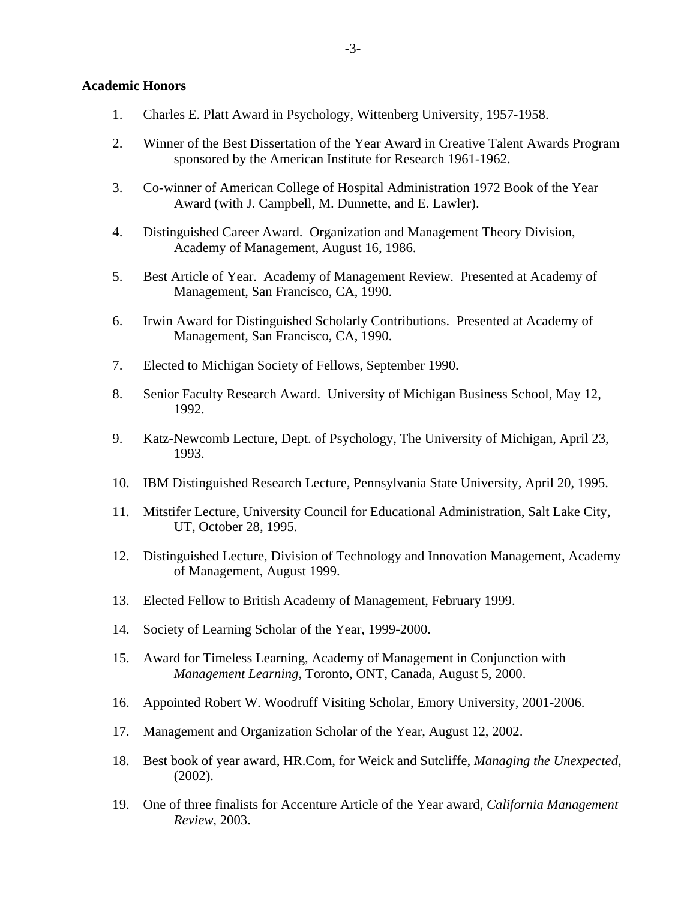**Academic Honors**

1. Charles E. Platt Award in Psychology, Wittenberg University, 1957-1958.

2. Winner of the Best Dissertation of the Year Award in Creative Talent Awards Program sponsored by the American Institute for Research 1961-1962.

3. Co-winner of American College of Hospital Administration 1972 Book of the Year Award (with J. Campbell, M. Dunnette, and E. Lawler).

4. Distinguished Career Award. Organization and Management Theory Division, Academy of Management, August 16, 1986.

5. Best Article of Year. Academy of Management Review. Presented at Academy of Management, San Francisco, CA, 1990.

6. Irwin Award for Distinguished Scholarly Contributions. Presented at Academy of Management, San Francisco, CA, 1990.

7. Elected to Michigan Society of Fellows, September 1990.

8. Senior Faculty Research Award. University of Michigan Business School, May 12, 1992.

9. Katz-Newcomb Lecture, Dept. of Psychology, The University of Michigan, April 23, 1993.

10. IBM Distinguished Research Lecture, Pennsylvania State University, April 20, 1995.

11. Mitstifer Lecture, University Council for Educational Administration, Salt Lake City, UT, October 28, 1995.

12. Distinguished Lecture, Division of Technology and Innovation Management, Academy of Management, August 1999.

13. Elected Fellow to British Academy of Management, February 1999.

14. Society of Learning Scholar of the Year, 1999-2000.

15. Award for Timeless Learning, Academy of Management in Conjunction with *Management Learning*, Toronto, ONT, Canada, August 5, 2000.

16. Appointed Robert W. Woodruff Visiting Scholar, Emory University, 2001-2006.

17. Management and Organization Scholar of the Year, August 12, 2002.

18. Best book of year award, HR.Com, for Weick and Sutcliffe, *Managing the Unexpected*, (2002).

19. One of three finalists for Accenture Article of the Year award, *California Management Review*, 2003.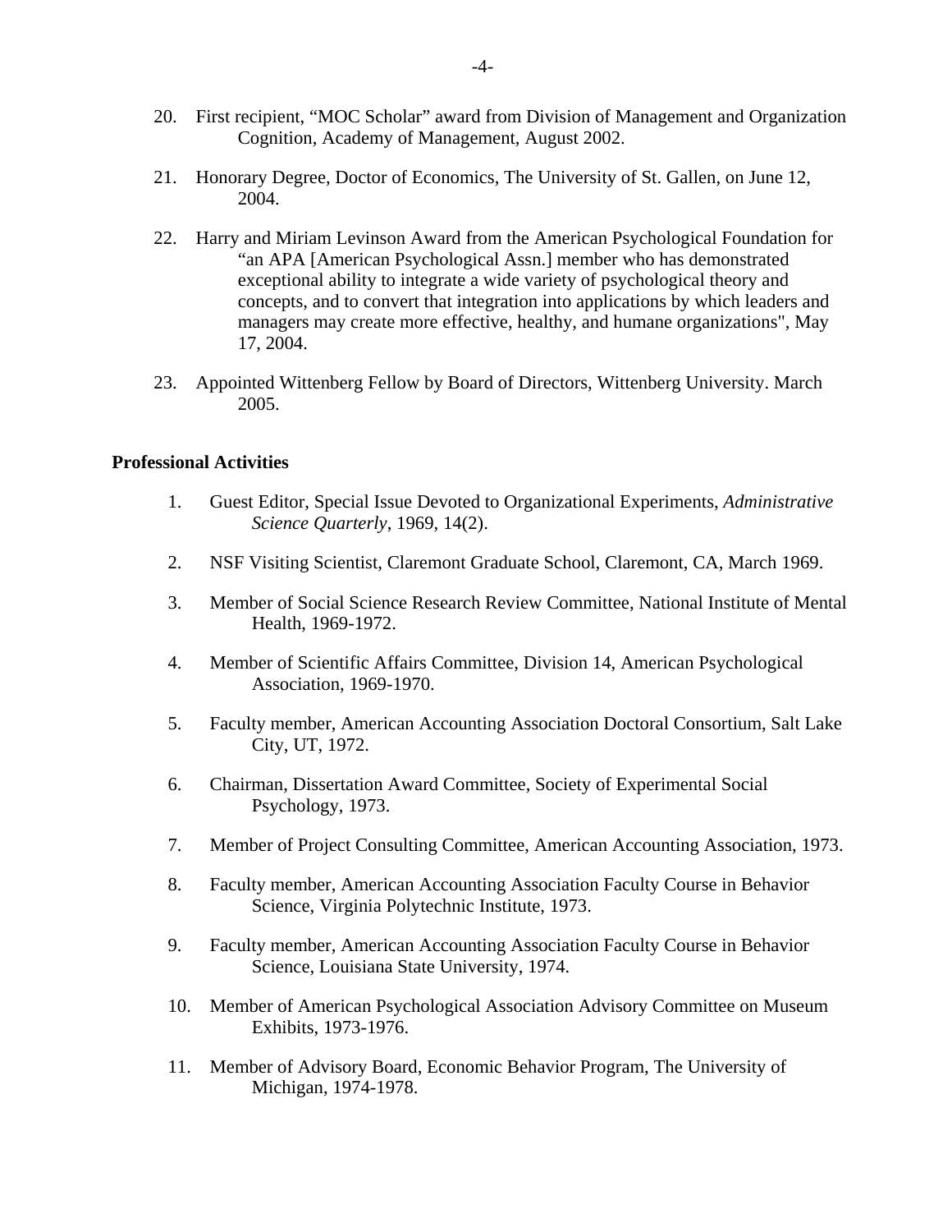20. First recipient, "MOC Scholar" award from Division of Management and Organization Cognition, Academy of Management, August 2002.

21. Honorary Degree, Doctor of Economics, The University of St. Gallen, on June 12, 2004.

22. Harry and Miriam Levinson Award from the American Psychological Foundation for "an APA [American Psychological Assn.] member who has demonstrated exceptional ability to integrate a wide variety of psychological theory and concepts, and to convert that integration into applications by which leaders and managers may create more effective, healthy, and humane organizations", May 17, 2004.

23. Appointed Wittenberg Fellow by Board of Directors, Wittenberg University. March 2005.

**Professional Activities**

1. Guest Editor, Special Issue Devoted to Organizational Experiments, *Administrative Science Quarterly*, 1969, 14(2).

2. NSF Visiting Scientist, Claremont Graduate School, Claremont, CA, March 1969.

3. Member of Social Science Research Review Committee, National Institute of Mental Health, 1969-1972.

4. Member of Scientific Affairs Committee, Division 14, American Psychological Association, 1969-1970.

5. Faculty member, American Accounting Association Doctoral Consortium, Salt Lake City, UT, 1972.

6. Chairman, Dissertation Award Committee, Society of Experimental Social Psychology, 1973.

7. Member of Project Consulting Committee, American Accounting Association, 1973.

8. Faculty member, American Accounting Association Faculty Course in Behavior Science, Virginia Polytechnic Institute, 1973.

9. Faculty member, American Accounting Association Faculty Course in Behavior Science, Louisiana State University, 1974.

10. Member of American Psychological Association Advisory Committee on Museum Exhibits, 1973-1976.

11. Member of Advisory Board, Economic Behavior Program, The University of Michigan, 1974-1978.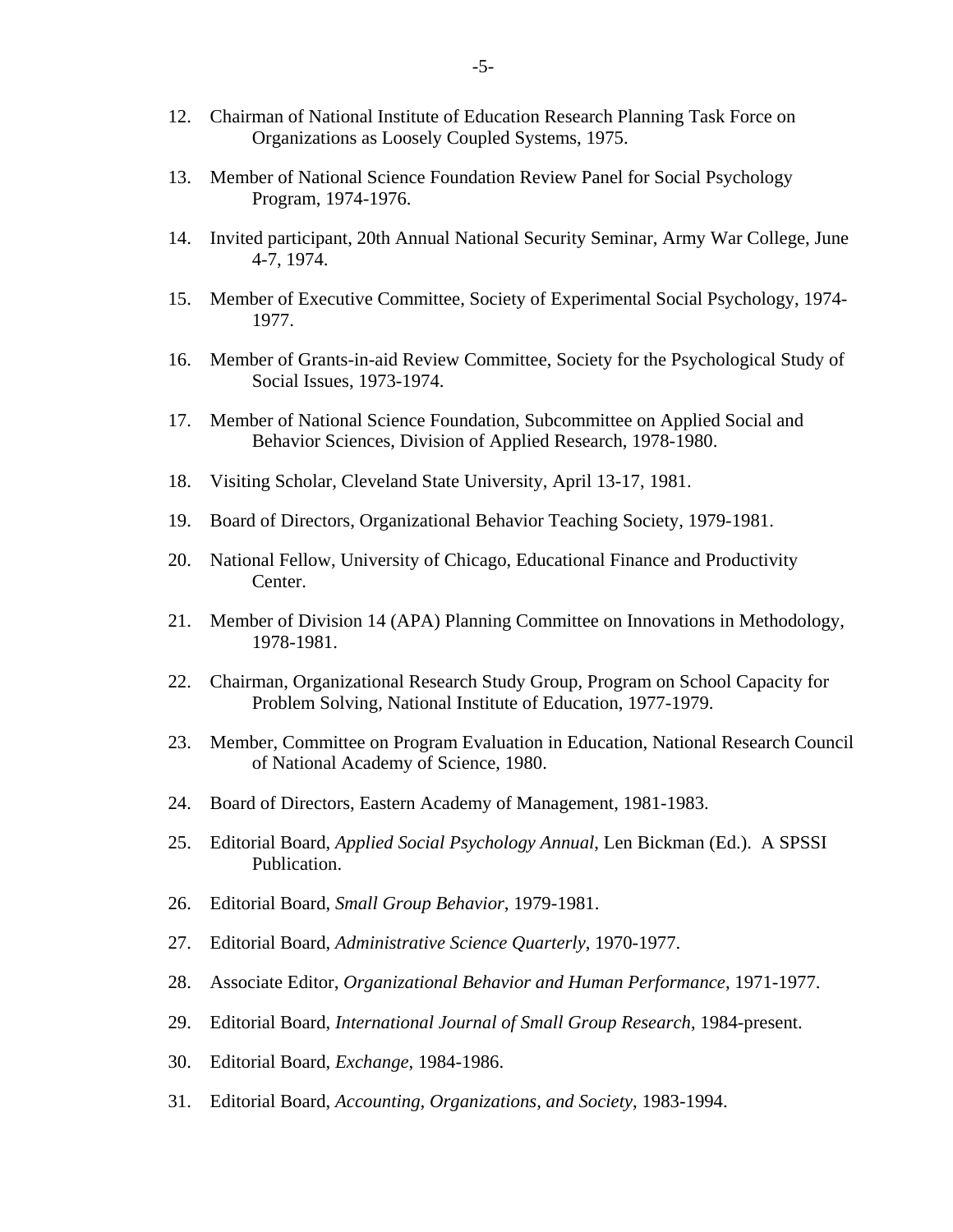12. Chairman of National Institute of Education Research Planning Task Force on Organizations as Loosely Coupled Systems, 1975.

13. Member of National Science Foundation Review Panel for Social Psychology Program, 1974-1976.

14. Invited participant, 20th Annual National Security Seminar, Army War College, June 4-7, 1974.

15. Member of Executive Committee, Society of Experimental Social Psychology, 1974-1977.

16. Member of Grants-in-aid Review Committee, Society for the Psychological Study of Social Issues, 1973-1974.

17. Member of National Science Foundation, Subcommittee on Applied Social and Behavior Sciences, Division of Applied Research, 1978-1980.

18. Visiting Scholar, Cleveland State University, April 13-17, 1981.

19. Board of Directors, Organizational Behavior Teaching Society, 1979-1981.

20. National Fellow, University of Chicago, Educational Finance and Productivity Center.

21. Member of Division 14 (APA) Planning Committee on Innovations in Methodology, 1978-1981.

22. Chairman, Organizational Research Study Group, Program on School Capacity for Problem Solving, National Institute of Education, 1977-1979.

23. Member, Committee on Program Evaluation in Education, National Research Council of National Academy of Science, 1980.

24. Board of Directors, Eastern Academy of Management, 1981-1983.

25. Editorial Board, *Applied Social Psychology Annual*, Len Bickman (Ed.). A SPSSI Publication.

26. Editorial Board, *Small Group Behavior*, 1979-1981.

27. Editorial Board, *Administrative Science Quarterly*, 1970-1977.

28. Associate Editor, *Organizational Behavior and Human Performance*, 1971-1977.

29. Editorial Board, *International Journal of Small Group Research*, 1984-present.

30. Editorial Board, *Exchange*, 1984-1986.

31. Editorial Board, *Accounting, Organizations, and Society*, 1983-1994.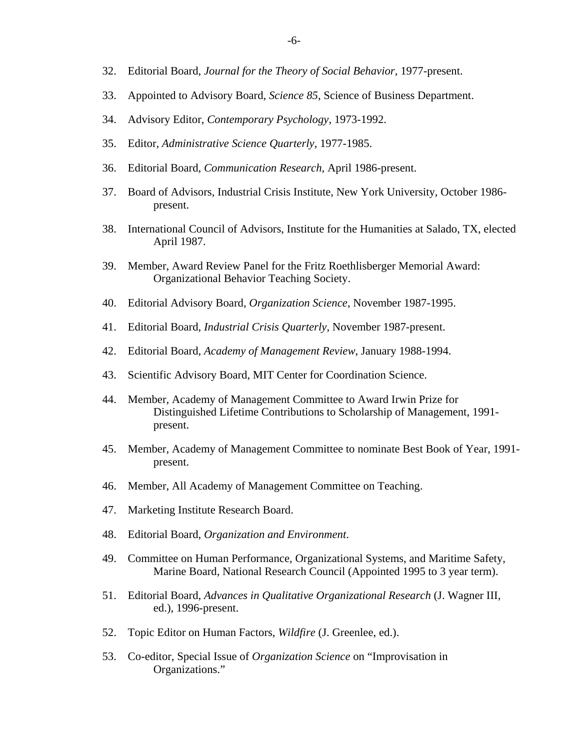32. Editorial Board, *Journal for the Theory of Social Behavior*, 1977-present.

33. Appointed to Advisory Board, *Science 85*, Science of Business Department.

34. Advisory Editor, *Contemporary Psychology*, 1973-1992.

35. Editor, *Administrative Science Quarterly*, 1977-1985.

36. Editorial Board, *Communication Research*, April 1986-present.

37. Board of Advisors, Industrial Crisis Institute, New York University, October 1986-present.

38. International Council of Advisors, Institute for the Humanities at Salado, TX, elected April 1987.

39. Member, Award Review Panel for the Fritz Roethlisberger Memorial Award: Organizational Behavior Teaching Society.

40. Editorial Advisory Board, *Organization Science*, November 1987-1995.

41. Editorial Board, *Industrial Crisis Quarterly*, November 1987-present.

42. Editorial Board, *Academy of Management Review*, January 1988-1994.

43. Scientific Advisory Board, MIT Center for Coordination Science.

44. Member, Academy of Management Committee to Award Irwin Prize for Distinguished Lifetime Contributions to Scholarship of Management, 1991-present.

45. Member, Academy of Management Committee to nominate Best Book of Year, 1991-present.

46. Member, All Academy of Management Committee on Teaching.

47. Marketing Institute Research Board.

48. Editorial Board, *Organization and Environment*.

49. Committee on Human Performance, Organizational Systems, and Maritime Safety, Marine Board, National Research Council (Appointed 1995 to 3 year term).

51. Editorial Board, *Advances in Qualitative Organizational Research* (J. Wagner III, ed.), 1996-present.

52. Topic Editor on Human Factors, *Wildfire* (J. Greenlee, ed.).

53. Co-editor, Special Issue of *Organization Science* on "Improvisation in Organizations."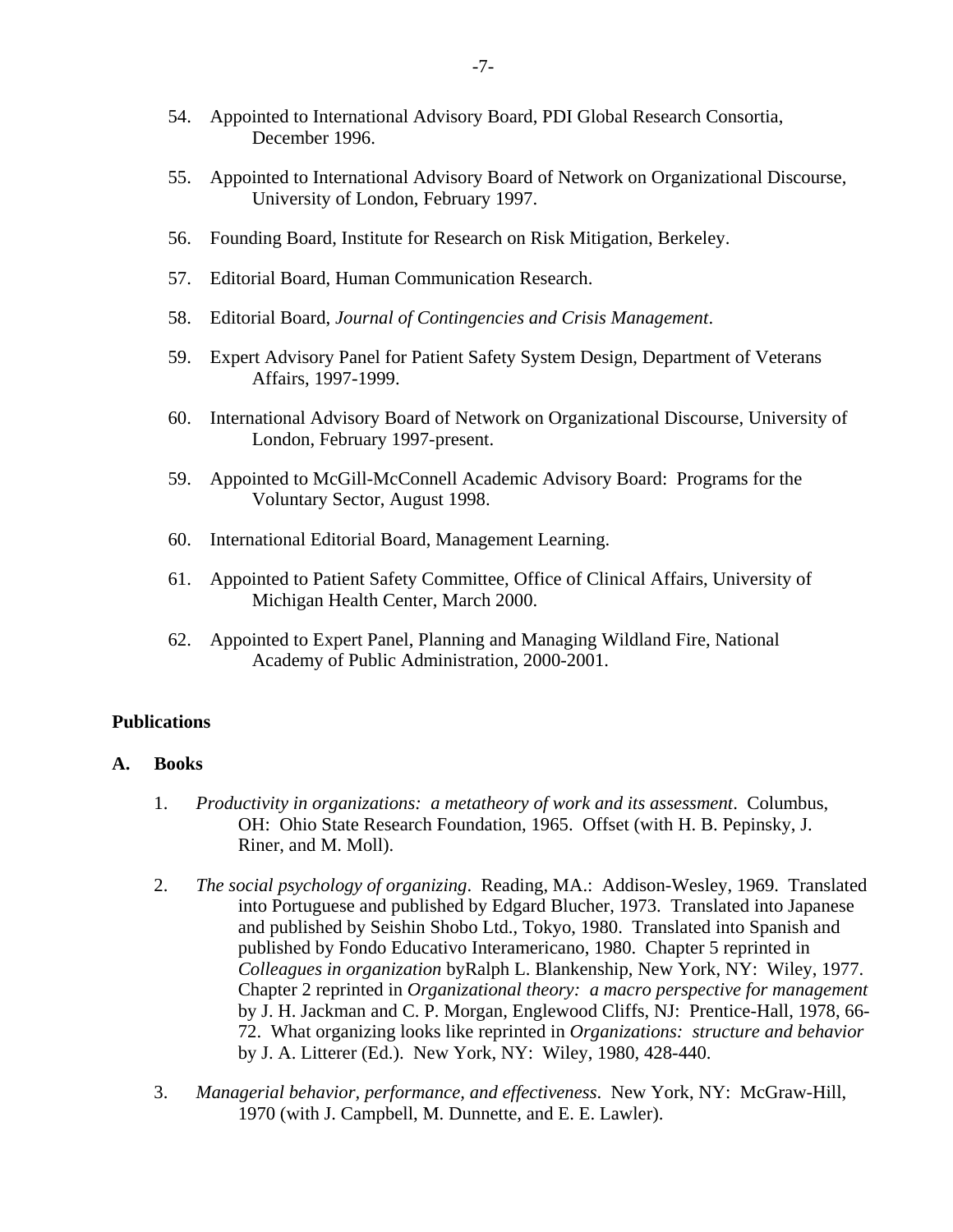54. Appointed to International Advisory Board, PDI Global Research Consortia, December 1996.

55. Appointed to International Advisory Board of Network on Organizational Discourse, University of London, February 1997.

56. Founding Board, Institute for Research on Risk Mitigation, Berkeley.

57. Editorial Board, Human Communication Research.

58. Editorial Board, *Journal of Contingencies and Crisis Management*.

59. Expert Advisory Panel for Patient Safety System Design, Department of Veterans Affairs, 1997-1999.

60. International Advisory Board of Network on Organizational Discourse, University of London, February 1997-present.

59. Appointed to McGill-McConnell Academic Advisory Board: Programs for the Voluntary Sector, August 1998.

60. International Editorial Board, Management Learning.

61. Appointed to Patient Safety Committee, Office of Clinical Affairs, University of Michigan Health Center, March 2000.

62. Appointed to Expert Panel, Planning and Managing Wildland Fire, National Academy of Public Administration, 2000-2001.

## Publications

### A. Books

1. *Productivity in organizations: a metatheory of work and its assessment*. Columbus, OH: Ohio State Research Foundation, 1965. Offset (with H. B. Pepinsky, J. Riner, and M. Moll).

2. *The social psychology of organizing*. Reading, MA.: Addison-Wesley, 1969. Translated into Portuguese and published by Edgard Blucher, 1973. Translated into Japanese and published by Seishin Shobo Ltd., Tokyo, 1980. Translated into Spanish and published by Fondo Educativo Interamericano, 1980. Chapter 5 reprinted in *Colleagues in organization* byRalph L. Blankenship, New York, NY: Wiley, 1977. Chapter 2 reprinted in *Organizational theory: a macro perspective for management* by J. H. Jackman and C. P. Morgan, Englewood Cliffs, NJ: Prentice-Hall, 1978, 66-72. What organizing looks like reprinted in *Organizations: structure and behavior* by J. A. Litterer (Ed.). New York, NY: Wiley, 1980, 428-440.

3. *Managerial behavior, performance, and effectiveness*. New York, NY: McGraw-Hill, 1970 (with J. Campbell, M. Dunnette, and E. E. Lawler).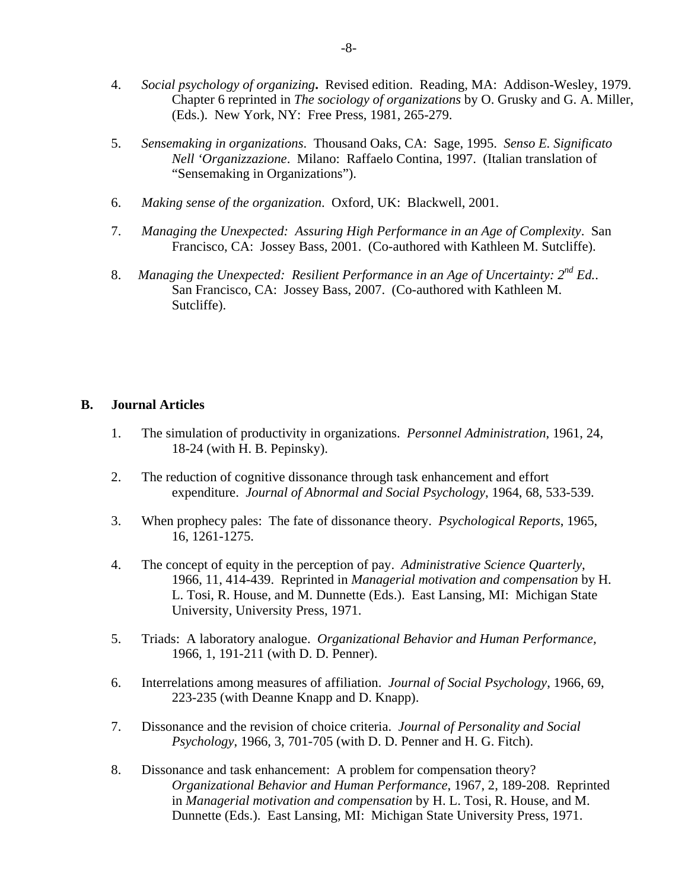4. *Social psychology of organizing*. Revised edition. Reading, MA: Addison-Wesley, 1979. Chapter 6 reprinted in *The sociology of organizations* by O. Grusky and G. A. Miller, (Eds.). New York, NY: Free Press, 1981, 265-279.

5. *Sensemaking in organizations*. Thousand Oaks, CA: Sage, 1995. *Senso E. Significato Nell 'Organizzazione*. Milano: Raffaelo Contina, 1997. (Italian translation of "Sensemaking in Organizations").

6. *Making sense of the organization*. Oxford, UK: Blackwell, 2001.

7. *Managing the Unexpected: Assuring High Performance in an Age of Complexity*. San Francisco, CA: Jossey Bass, 2001. (Co-authored with Kathleen M. Sutcliffe).

8. *Managing the Unexpected: Resilient Performance in an Age of Uncertainty: 2nd Ed.*. San Francisco, CA: Jossey Bass, 2007. (Co-authored with Kathleen M. Sutcliffe).

### B. Journal Articles

1. The simulation of productivity in organizations. *Personnel Administration*, 1961, 24, 18-24 (with H. B. Pepinsky).

2. The reduction of cognitive dissonance through task enhancement and effort expenditure. *Journal of Abnormal and Social Psychology*, 1964, 68, 533-539.

3. When prophecy pales: The fate of dissonance theory. *Psychological Reports*, 1965, 16, 1261-1275.

4. The concept of equity in the perception of pay. *Administrative Science Quarterly*, 1966, 11, 414-439. Reprinted in *Managerial motivation and compensation* by H. L. Tosi, R. House, and M. Dunnette (Eds.). East Lansing, MI: Michigan State University, University Press, 1971.

5. Triads: A laboratory analogue. *Organizational Behavior and Human Performance,* 1966, 1, 191-211 (with D. D. Penner).

6. Interrelations among measures of affiliation. *Journal of Social Psychology*, 1966, 69, 223-235 (with Deanne Knapp and D. Knapp).

7. Dissonance and the revision of choice criteria. *Journal of Personality and Social Psychology*, 1966, 3, 701-705 (with D. D. Penner and H. G. Fitch).

8. Dissonance and task enhancement: A problem for compensation theory? *Organizational Behavior and Human Performance*, 1967, 2, 189-208. Reprinted in *Managerial motivation and compensation* by H. L. Tosi, R. House, and M. Dunnette (Eds.). East Lansing, MI: Michigan State University Press, 1971.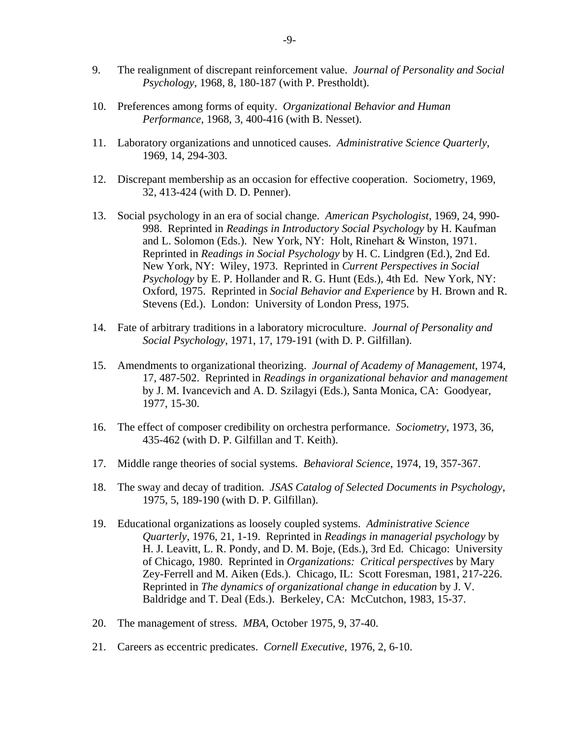9. The realignment of discrepant reinforcement value. *Journal of Personality and Social Psychology*, 1968, 8, 180-187 (with P. Prestholdt).

10. Preferences among forms of equity. *Organizational Behavior and Human Performance*, 1968, 3, 400-416 (with B. Nesset).

11. Laboratory organizations and unnoticed causes. *Administrative Science Quarterly*, 1969, 14, 294-303.

12. Discrepant membership as an occasion for effective cooperation. Sociometry, 1969, 32, 413-424 (with D. D. Penner).

13. Social psychology in an era of social change. *American Psychologist*, 1969, 24, 990-998. Reprinted in *Readings in Introductory Social Psychology* by H. Kaufman and L. Solomon (Eds.). New York, NY: Holt, Rinehart & Winston, 1971. Reprinted in *Readings in Social Psychology* by H. C. Lindgren (Ed.), 2nd Ed. New York, NY: Wiley, 1973. Reprinted in *Current Perspectives in Social Psychology* by E. P. Hollander and R. G. Hunt (Eds.), 4th Ed. New York, NY: Oxford, 1975. Reprinted in *Social Behavior and Experience* by H. Brown and R. Stevens (Ed.). London: University of London Press, 1975.

14. Fate of arbitrary traditions in a laboratory microculture. *Journal of Personality and Social Psychology*, 1971, 17, 179-191 (with D. P. Gilfillan).

15. Amendments to organizational theorizing. *Journal of Academy of Management*, 1974, 17, 487-502. Reprinted in *Readings in organizational behavior and management* by J. M. Ivancevich and A. D. Szilagyi (Eds.), Santa Monica, CA: Goodyear, 1977, 15-30.

16. The effect of composer credibility on orchestra performance. *Sociometry*, 1973, 36, 435-462 (with D. P. Gilfillan and T. Keith).

17. Middle range theories of social systems. *Behavioral Science*, 1974, 19, 357-367.

18. The sway and decay of tradition. *JSAS Catalog of Selected Documents in Psychology*, 1975, 5, 189-190 (with D. P. Gilfillan).

19. Educational organizations as loosely coupled systems. *Administrative Science Quarterly*, 1976, 21, 1-19. Reprinted in *Readings in managerial psychology* by H. J. Leavitt, L. R. Pondy, and D. M. Boje, (Eds.), 3rd Ed. Chicago: University of Chicago, 1980. Reprinted in *Organizations: Critical perspectives* by Mary Zey-Ferrell and M. Aiken (Eds.). Chicago, IL: Scott Foresman, 1981, 217-226. Reprinted in *The dynamics of organizational change in education* by J. V. Baldridge and T. Deal (Eds.). Berkeley, CA: McCutchon, 1983, 15-37.

20. The management of stress. *MBA*, October 1975, 9, 37-40.

21. Careers as eccentric predicates. *Cornell Executive*, 1976, 2, 6-10.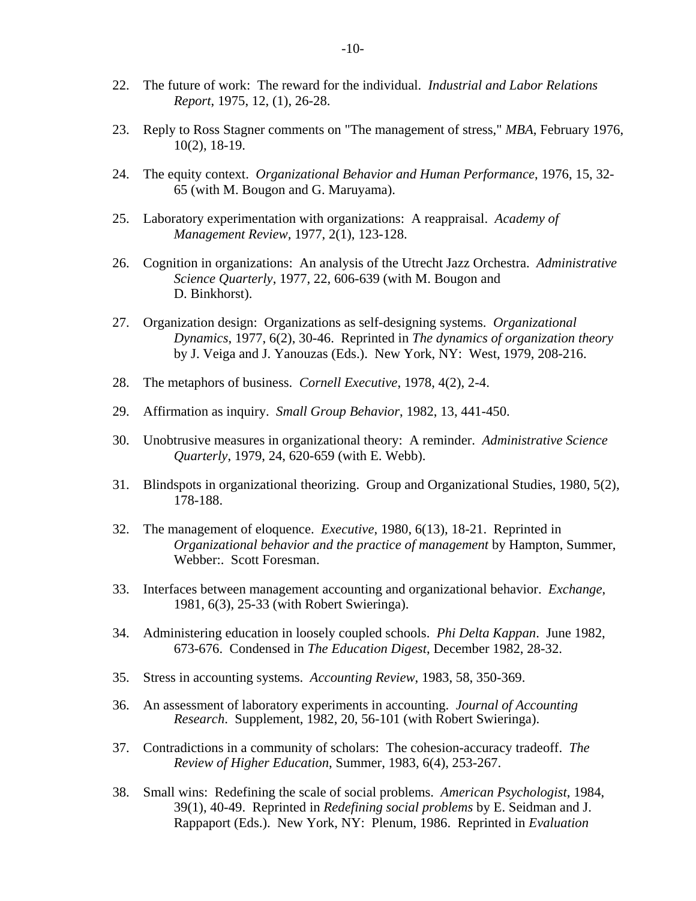22. The future of work: The reward for the individual. *Industrial and Labor Relations Report*, 1975, 12, (1), 26-28.

23. Reply to Ross Stagner comments on "The management of stress," *MBA*, February 1976, 10(2), 18-19.

24. The equity context. *Organizational Behavior and Human Performance*, 1976, 15, 32-65 (with M. Bougon and G. Maruyama).

25. Laboratory experimentation with organizations: A reappraisal. *Academy of Management Review,* 1977, 2(1), 123-128.

26. Cognition in organizations: An analysis of the Utrecht Jazz Orchestra. *Administrative Science Quarterly*, 1977, 22, 606-639 (with M. Bougon and D. Binkhorst).

27. Organization design: Organizations as self-designing systems. *Organizational Dynamics*, 1977, 6(2), 30-46. Reprinted in *The dynamics of organization theory* by J. Veiga and J. Yanouzas (Eds.). New York, NY: West, 1979, 208-216.

28. The metaphors of business. *Cornell Executive*, 1978, 4(2), 2-4.

29. Affirmation as inquiry. *Small Group Behavior*, 1982, 13, 441-450.

30. Unobtrusive measures in organizational theory: A reminder. *Administrative Science Quarterly*, 1979, 24, 620-659 (with E. Webb).

31. Blindspots in organizational theorizing. Group and Organizational Studies, 1980, 5(2), 178-188.

32. The management of eloquence. *Executive*, 1980, 6(13), 18-21. Reprinted in *Organizational behavior and the practice of management* by Hampton, Summer, Webber:. Scott Foresman.

33. Interfaces between management accounting and organizational behavior. *Exchange*, 1981, 6(3), 25-33 (with Robert Swieringa).

34. Administering education in loosely coupled schools. *Phi Delta Kappan*. June 1982, 673-676. Condensed in *The Education Digest*, December 1982, 28-32.

35. Stress in accounting systems. *Accounting Review*, 1983, 58, 350-369.

36. An assessment of laboratory experiments in accounting. *Journal of Accounting Research*. Supplement, 1982, 20, 56-101 (with Robert Swieringa).

37. Contradictions in a community of scholars: The cohesion-accuracy tradeoff. *The Review of Higher Education*, Summer, 1983, 6(4), 253-267.

38. Small wins: Redefining the scale of social problems. *American Psychologist*, 1984, 39(1), 40-49. Reprinted in *Redefining social problems* by E. Seidman and J. Rappaport (Eds.). New York, NY: Plenum, 1986. Reprinted in *Evaluation*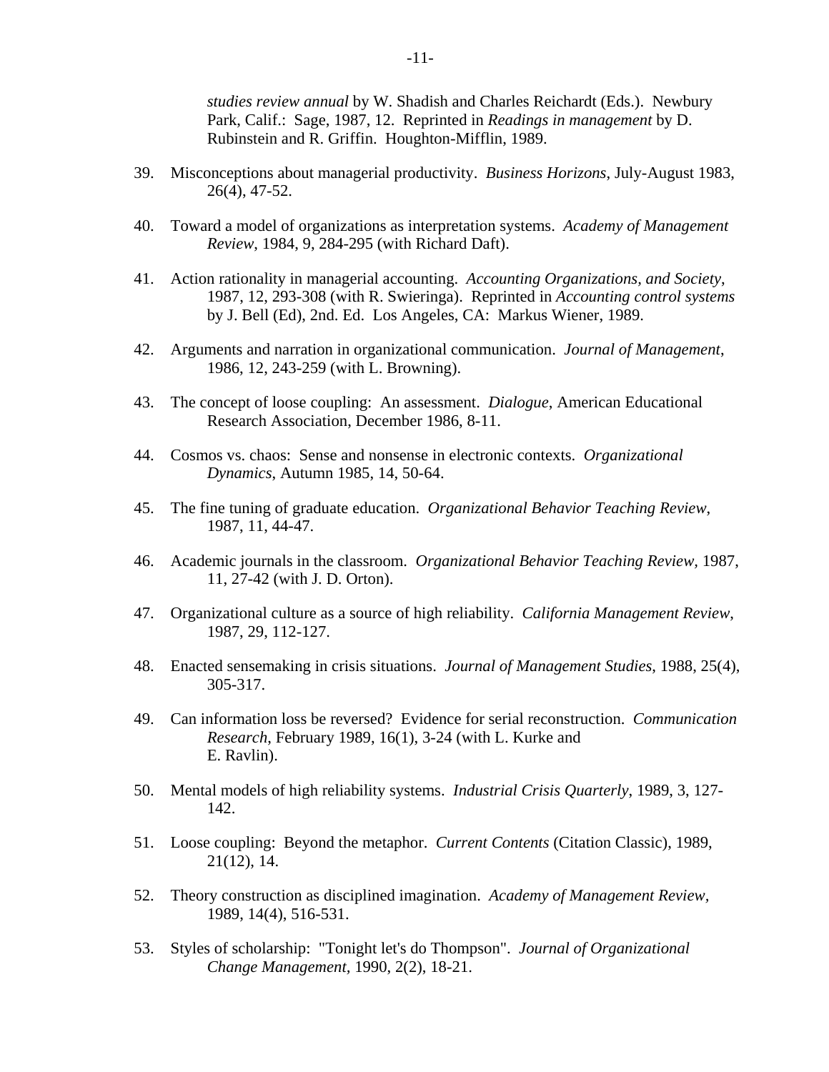*studies review annual* by W. Shadish and Charles Reichardt (Eds.). Newbury Park, Calif.: Sage, 1987, 12. Reprinted in *Readings in management* by D. Rubinstein and R. Griffin. Houghton-Mifflin, 1989.

39. Misconceptions about managerial productivity. *Business Horizons*, July-August 1983, 26(4), 47-52.

40. Toward a model of organizations as interpretation systems. *Academy of Management Review*, 1984, 9, 284-295 (with Richard Daft).

41. Action rationality in managerial accounting. *Accounting Organizations, and Society*, 1987, 12, 293-308 (with R. Swieringa). Reprinted in *Accounting control systems* by J. Bell (Ed), 2nd. Ed. Los Angeles, CA: Markus Wiener, 1989.

42. Arguments and narration in organizational communication. *Journal of Management*, 1986, 12, 243-259 (with L. Browning).

43. The concept of loose coupling: An assessment. *Dialogue*, American Educational Research Association, December 1986, 8-11.

44. Cosmos vs. chaos: Sense and nonsense in electronic contexts. *Organizational Dynamics*, Autumn 1985, 14, 50-64.

45. The fine tuning of graduate education. *Organizational Behavior Teaching Review*, 1987, 11, 44-47.

46. Academic journals in the classroom. *Organizational Behavior Teaching Review*, 1987, 11, 27-42 (with J. D. Orton).

47. Organizational culture as a source of high reliability. *California Management Review*, 1987, 29, 112-127.

48. Enacted sensemaking in crisis situations. *Journal of Management Studies*, 1988, 25(4), 305-317.

49. Can information loss be reversed? Evidence for serial reconstruction. *Communication Research*, February 1989, 16(1), 3-24 (with L. Kurke and E. Ravlin).

50. Mental models of high reliability systems. *Industrial Crisis Quarterly*, 1989, 3, 127-142.

51. Loose coupling: Beyond the metaphor. *Current Contents* (Citation Classic), 1989, 21(12), 14.

52. Theory construction as disciplined imagination. *Academy of Management Review*, 1989, 14(4), 516-531.

53. Styles of scholarship: "Tonight let's do Thompson". *Journal of Organizational Change Management*, 1990, 2(2), 18-21.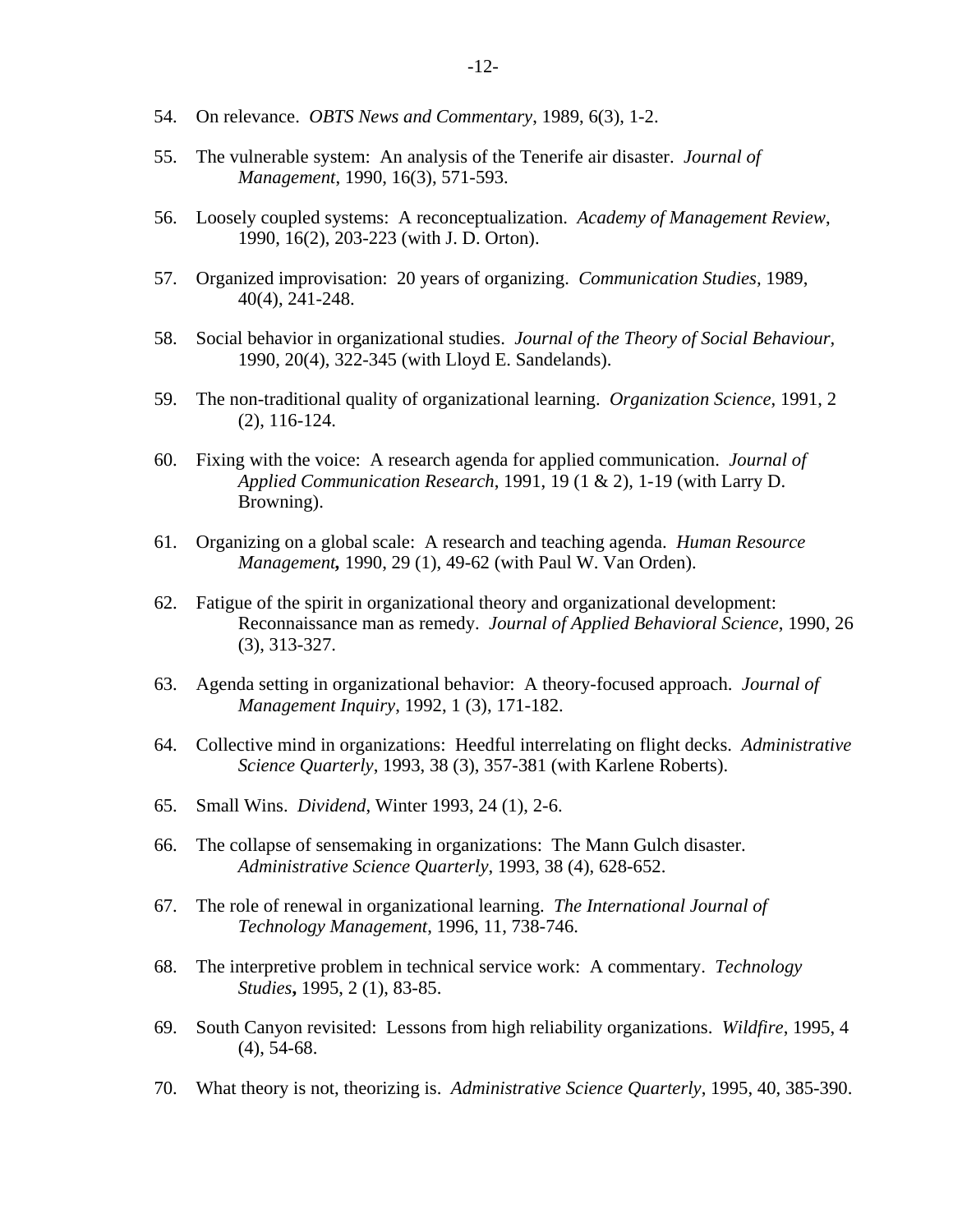54. On relevance. *OBTS News and Commentary*, 1989, 6(3), 1-2.

55. The vulnerable system: An analysis of the Tenerife air disaster. *Journal of Management*, 1990, 16(3), 571-593.

56. Loosely coupled systems: A reconceptualization. *Academy of Management Review*, 1990, 16(2), 203-223 (with J. D. Orton).

57. Organized improvisation: 20 years of organizing. *Communication Studies*, 1989, 40(4), 241-248.

58. Social behavior in organizational studies. *Journal of the Theory of Social Behaviour*, 1990, 20(4), 322-345 (with Lloyd E. Sandelands).

59. The non-traditional quality of organizational learning. *Organization Science*, 1991, 2 (2), 116-124.

60. Fixing with the voice: A research agenda for applied communication. *Journal of Applied Communication Research*, 1991, 19 (1 & 2), 1-19 (with Larry D. Browning).

61. Organizing on a global scale: A research and teaching agenda. *Human Resource Management***,** 1990, 29 (1), 49-62 (with Paul W. Van Orden).

62. Fatigue of the spirit in organizational theory and organizational development: Reconnaissance man as remedy. *Journal of Applied Behavioral Science*, 1990, 26 (3), 313-327.

63. Agenda setting in organizational behavior: A theory-focused approach. *Journal of Management Inquiry*, 1992, 1 (3), 171-182.

64. Collective mind in organizations: Heedful interrelating on flight decks. *Administrative Science Quarterly*, 1993, 38 (3), 357-381 (with Karlene Roberts).

65. Small Wins. *Dividend*, Winter 1993, 24 (1), 2-6.

66. The collapse of sensemaking in organizations: The Mann Gulch disaster. *Administrative Science Quarterly*, 1993, 38 (4), 628-652.

67. The role of renewal in organizational learning. *The International Journal of Technology Management*, 1996, 11, 738-746.

68. The interpretive problem in technical service work: A commentary. *Technology Studies***,** 1995, 2 (1), 83-85.

69. South Canyon revisited: Lessons from high reliability organizations. *Wildfire*, 1995, 4 (4), 54-68.

70. What theory is not, theorizing is. *Administrative Science Quarterly*, 1995, 40, 385-390.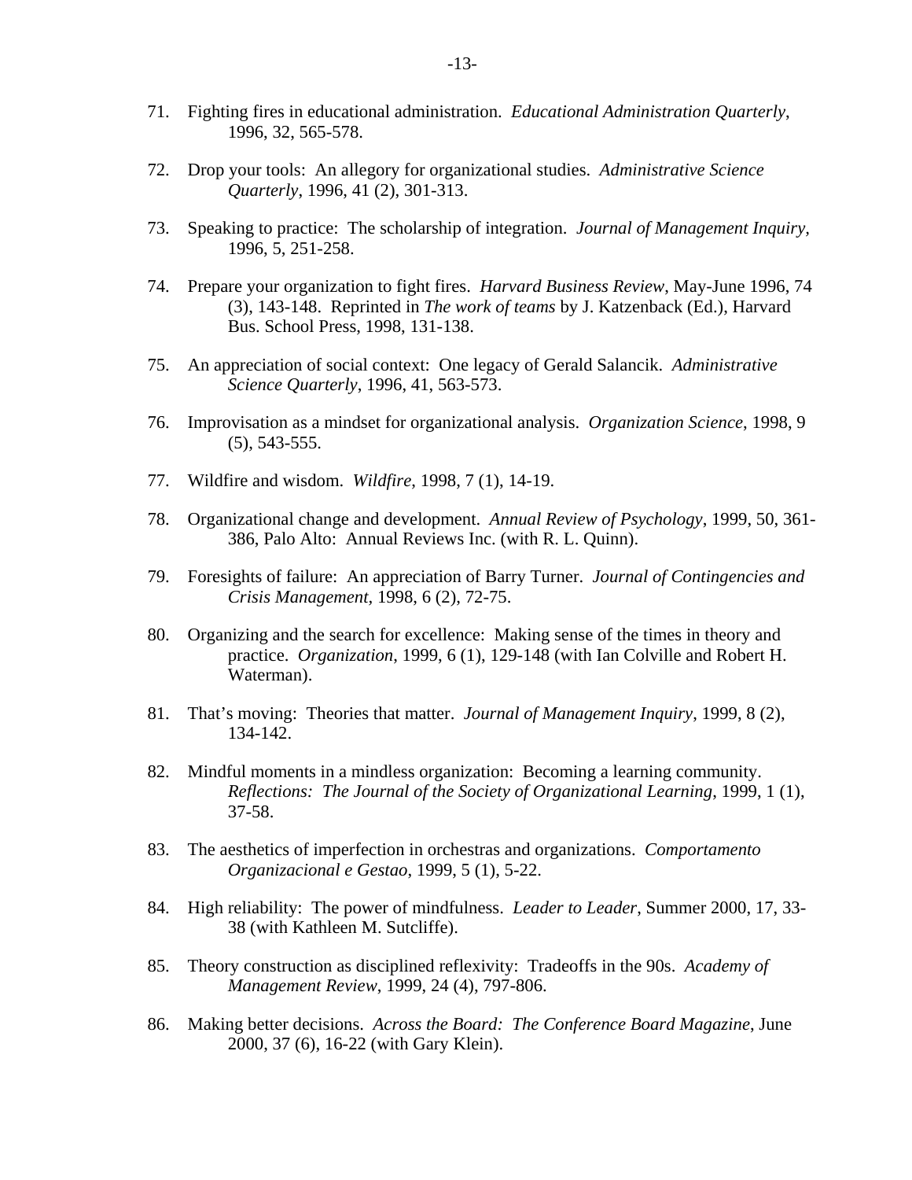71. Fighting fires in educational administration. *Educational Administration Quarterly*, 1996, 32, 565-578.

72. Drop your tools: An allegory for organizational studies. *Administrative Science Quarterly*, 1996, 41 (2), 301-313.

73. Speaking to practice: The scholarship of integration. *Journal of Management Inquiry,* 1996, 5, 251-258.

74. Prepare your organization to fight fires. *Harvard Business Review*, May-June 1996, 74 (3), 143-148. Reprinted in *The work of teams* by J. Katzenback (Ed.), Harvard Bus. School Press, 1998, 131-138.

75. An appreciation of social context: One legacy of Gerald Salancik. *Administrative Science Quarterly*, 1996, 41, 563-573.

76. Improvisation as a mindset for organizational analysis. *Organization Science*, 1998, 9 (5), 543-555.

77. Wildfire and wisdom. *Wildfire*, 1998, 7 (1), 14-19.

78. Organizational change and development. *Annual Review of Psychology*, 1999, 50, 361-386, Palo Alto: Annual Reviews Inc. (with R. L. Quinn).

79. Foresights of failure: An appreciation of Barry Turner. *Journal of Contingencies and Crisis Management,* 1998, 6 (2), 72-75.

80. Organizing and the search for excellence: Making sense of the times in theory and practice. *Organization*, 1999, 6 (1), 129-148 (with Ian Colville and Robert H. Waterman).

81. That's moving: Theories that matter. *Journal of Management Inquiry*, 1999, 8 (2), 134-142.

82. Mindful moments in a mindless organization: Becoming a learning community. *Reflections: The Journal of the Society of Organizational Learning*, 1999, 1 (1), 37-58.

83. The aesthetics of imperfection in orchestras and organizations. *Comportamento Organizacional e Gestao*, 1999, 5 (1), 5-22.

84. High reliability: The power of mindfulness. *Leader to Leader*, Summer 2000, 17, 33-38 (with Kathleen M. Sutcliffe).

85. Theory construction as disciplined reflexivity: Tradeoffs in the 90s. *Academy of Management Review*, 1999, 24 (4), 797-806.

86. Making better decisions. *Across the Board: The Conference Board Magazine*, June 2000, 37 (6), 16-22 (with Gary Klein).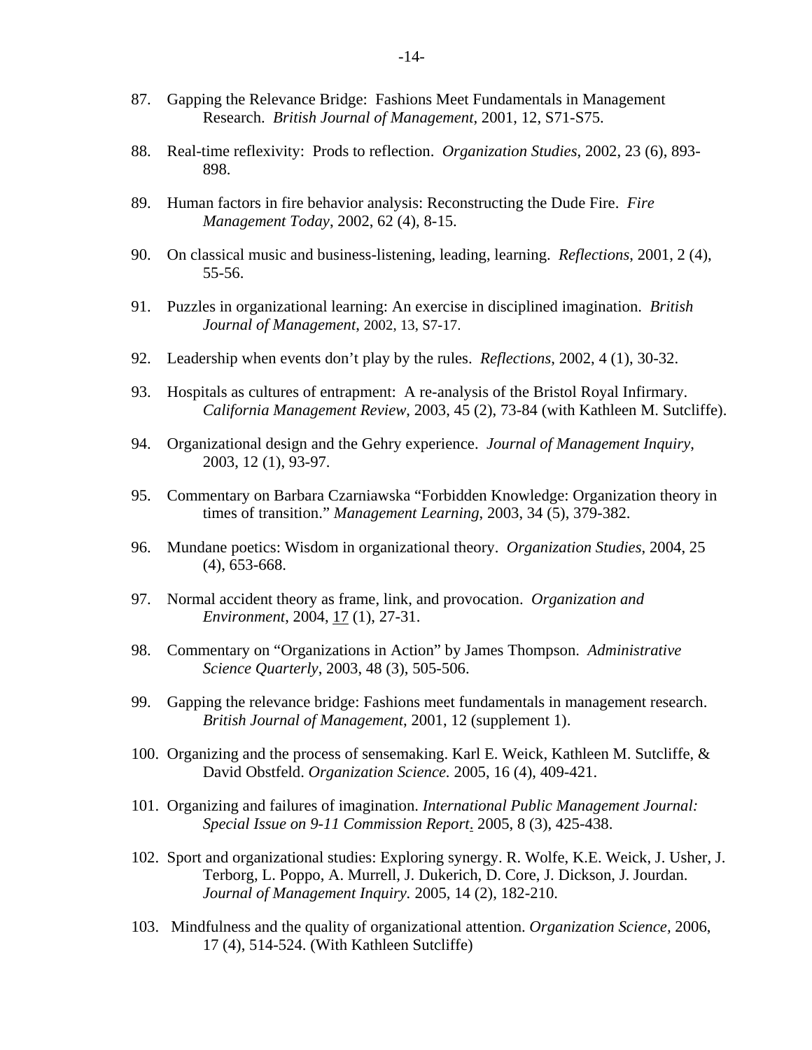87. Gapping the Relevance Bridge: Fashions Meet Fundamentals in Management Research. *British Journal of Management*, 2001, 12, S71-S75.

88. Real-time reflexivity: Prods to reflection. *Organization Studies*, 2002, 23 (6), 893-898.

89. Human factors in fire behavior analysis: Reconstructing the Dude Fire. *Fire Management Today*, 2002, 62 (4), 8-15.

90. On classical music and business-listening, leading, learning. *Reflections*, 2001, 2 (4), 55-56.

91. Puzzles in organizational learning: An exercise in disciplined imagination. *British Journal of Management*, 2002, 13, S7-17.

92. Leadership when events don't play by the rules. *Reflections*, 2002, 4 (1), 30-32.

93. Hospitals as cultures of entrapment: A re-analysis of the Bristol Royal Infirmary. *California Management Review*, 2003, 45 (2), 73-84 (with Kathleen M. Sutcliffe).

94. Organizational design and the Gehry experience. *Journal of Management Inquiry*, 2003, 12 (1), 93-97.

95. Commentary on Barbara Czarniawska "Forbidden Knowledge: Organization theory in times of transition." *Management Learning*, 2003, 34 (5), 379-382.

96. Mundane poetics: Wisdom in organizational theory. *Organization Studies*, 2004, 25 (4), 653-668.

97. Normal accident theory as frame, link, and provocation. *Organization and Environment*, 2004, 17 (1), 27-31.

98. Commentary on "Organizations in Action" by James Thompson. *Administrative Science Quarterly*, 2003, 48 (3), 505-506.

99. Gapping the relevance bridge: Fashions meet fundamentals in management research. *British Journal of Management*, 2001, 12 (supplement 1).

100. Organizing and the process of sensemaking. Karl E. Weick, Kathleen M. Sutcliffe, & David Obstfeld. *Organization Science.* 2005, 16 (4), 409-421.

101. Organizing and failures of imagination. *International Public Management Journal: Special Issue on 9-11 Commission Report*. 2005, 8 (3), 425-438.

102. Sport and organizational studies: Exploring synergy. R. Wolfe, K.E. Weick, J. Usher, J. Terborg, L. Poppo, A. Murrell, J. Dukerich, D. Core, J. Dickson, J. Jourdan. *Journal of Management Inquiry.* 2005, 14 (2), 182-210.

103. Mindfulness and the quality of organizational attention. *Organization Science*, 2006, 17 (4), 514-524. (With Kathleen Sutcliffe)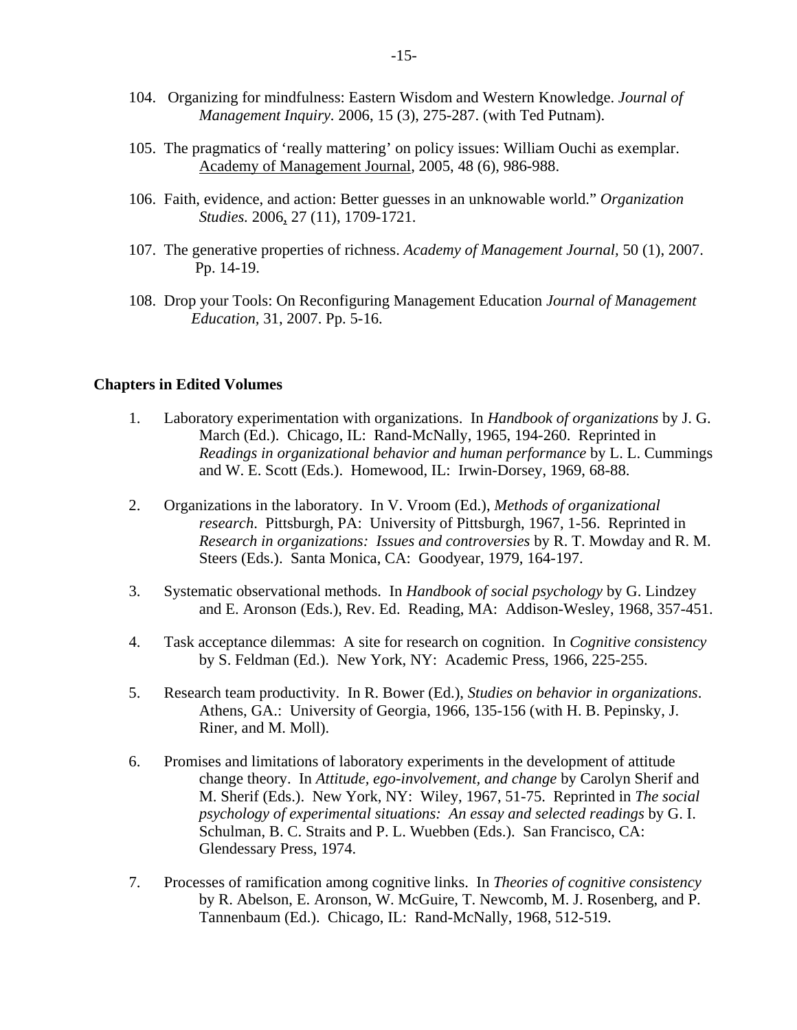104. Organizing for mindfulness: Eastern Wisdom and Western Knowledge. *Journal of Management Inquiry*. 2006, 15 (3), 275-287. (with Ted Putnam).

105. The pragmatics of 'really mattering' on policy issues: William Ouchi as exemplar. Academy of Management Journal, 2005, 48 (6), 986-988.

106. Faith, evidence, and action: Better guesses in an unknowable world." *Organization Studies.* 2006, 27 (11), 1709-1721.

107. The generative properties of richness. *Academy of Management Journal*, 50 (1), 2007. Pp. 14-19.

108. Drop your Tools: On Reconfiguring Management Education *Journal of Management Education*, 31, 2007. Pp. 5-16.

**Chapters in Edited Volumes**

1. Laboratory experimentation with organizations. In *Handbook of organizations* by J. G. March (Ed.). Chicago, IL: Rand-McNally, 1965, 194-260. Reprinted in *Readings in organizational behavior and human performance* by L. L. Cummings and W. E. Scott (Eds.). Homewood, IL: Irwin-Dorsey, 1969, 68-88.

2. Organizations in the laboratory. In V. Vroom (Ed.), *Methods of organizational research*. Pittsburgh, PA: University of Pittsburgh, 1967, 1-56. Reprinted in *Research in organizations: Issues and controversies* by R. T. Mowday and R. M. Steers (Eds.). Santa Monica, CA: Goodyear, 1979, 164-197.

3. Systematic observational methods. In *Handbook of social psychology* by G. Lindzey and E. Aronson (Eds.), Rev. Ed. Reading, MA: Addison-Wesley, 1968, 357-451.

4. Task acceptance dilemmas: A site for research on cognition. In *Cognitive consistency* by S. Feldman (Ed.). New York, NY: Academic Press, 1966, 225-255.

5. Research team productivity. In R. Bower (Ed.), *Studies on behavior in organizations*. Athens, GA.: University of Georgia, 1966, 135-156 (with H. B. Pepinsky, J. Riner, and M. Moll).

6. Promises and limitations of laboratory experiments in the development of attitude change theory. In *Attitude, ego-involvement, and change* by Carolyn Sherif and M. Sherif (Eds.). New York, NY: Wiley, 1967, 51-75. Reprinted in *The social psychology of experimental situations: An essay and selected readings* by G. I. Schulman, B. C. Straits and P. L. Wuebben (Eds.). San Francisco, CA: Glendessary Press, 1974.

7. Processes of ramification among cognitive links. In *Theories of cognitive consistency* by R. Abelson, E. Aronson, W. McGuire, T. Newcomb, M. J. Rosenberg, and P. Tannenbaum (Ed.). Chicago, IL: Rand-McNally, 1968, 512-519.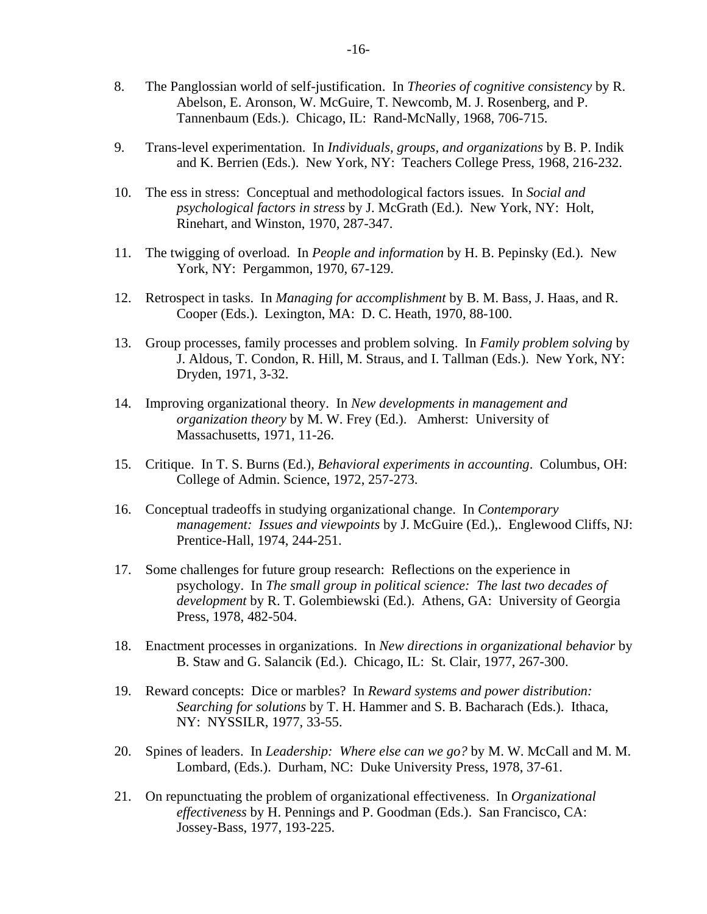8. The Panglossian world of self-justification. In *Theories of cognitive consistency* by R. Abelson, E. Aronson, W. McGuire, T. Newcomb, M. J. Rosenberg, and P. Tannenbaum (Eds.). Chicago, IL: Rand-McNally, 1968, 706-715.

9. Trans-level experimentation. In *Individuals, groups, and organizations* by B. P. Indik and K. Berrien (Eds.). New York, NY: Teachers College Press, 1968, 216-232.

10. The ess in stress: Conceptual and methodological factors issues. In *Social and psychological factors in stress* by J. McGrath (Ed.). New York, NY: Holt, Rinehart, and Winston, 1970, 287-347.

11. The twigging of overload. In *People and information* by H. B. Pepinsky (Ed.). New York, NY: Pergammon, 1970, 67-129.

12. Retrospect in tasks. In *Managing for accomplishment* by B. M. Bass, J. Haas, and R. Cooper (Eds.). Lexington, MA: D. C. Heath, 1970, 88-100.

13. Group processes, family processes and problem solving. In *Family problem solving* by J. Aldous, T. Condon, R. Hill, M. Straus, and I. Tallman (Eds.). New York, NY: Dryden, 1971, 3-32.

14. Improving organizational theory. In *New developments in management and organization theory* by M. W. Frey (Ed.). Amherst: University of Massachusetts, 1971, 11-26.

15. Critique. In T. S. Burns (Ed.), *Behavioral experiments in accounting*. Columbus, OH: College of Admin. Science, 1972, 257-273.

16. Conceptual tradeoffs in studying organizational change. In *Contemporary management: Issues and viewpoints* by J. McGuire (Ed.),. Englewood Cliffs, NJ: Prentice-Hall, 1974, 244-251.

17. Some challenges for future group research: Reflections on the experience in psychology. In *The small group in political science: The last two decades of development* by R. T. Golembiewski (Ed.). Athens, GA: University of Georgia Press, 1978, 482-504.

18. Enactment processes in organizations. In *New directions in organizational behavior* by B. Staw and G. Salancik (Ed.). Chicago, IL: St. Clair, 1977, 267-300.

19. Reward concepts: Dice or marbles? In *Reward systems and power distribution: Searching for solutions* by T. H. Hammer and S. B. Bacharach (Eds.). Ithaca, NY: NYSSILR, 1977, 33-55.

20. Spines of leaders. In *Leadership: Where else can we go?* by M. W. McCall and M. M. Lombard, (Eds.). Durham, NC: Duke University Press, 1978, 37-61.

21. On repunctuating the problem of organizational effectiveness. In *Organizational effectiveness* by H. Pennings and P. Goodman (Eds.). San Francisco, CA: Jossey-Bass, 1977, 193-225.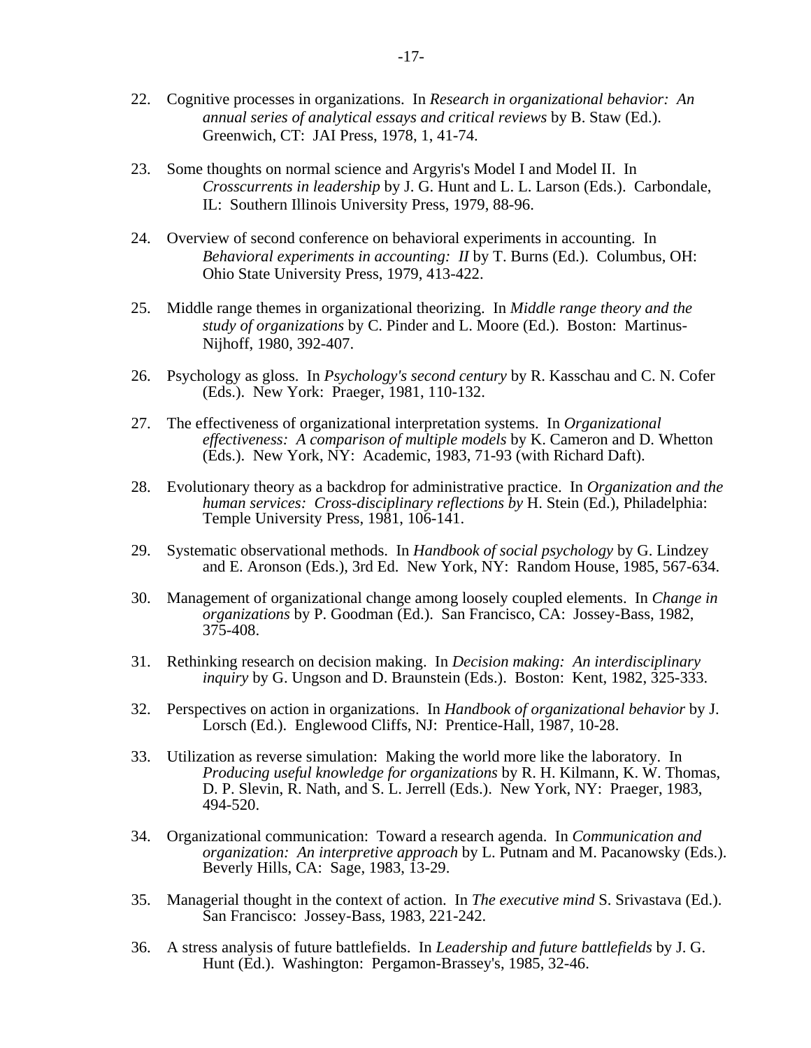22. Cognitive processes in organizations. In *Research in organizational behavior: An annual series of analytical essays and critical reviews* by B. Staw (Ed.). Greenwich, CT: JAI Press, 1978, 1, 41-74.

23. Some thoughts on normal science and Argyris's Model I and Model II. In *Crosscurrents in leadership* by J. G. Hunt and L. L. Larson (Eds.). Carbondale, IL: Southern Illinois University Press, 1979, 88-96.

24. Overview of second conference on behavioral experiments in accounting. In *Behavioral experiments in accounting: II* by T. Burns (Ed.). Columbus, OH: Ohio State University Press, 1979, 413-422.

25. Middle range themes in organizational theorizing. In *Middle range theory and the study of organizations* by C. Pinder and L. Moore (Ed.). Boston: Martinus-Nijhoff, 1980, 392-407.

26. Psychology as gloss. In *Psychology's second century* by R. Kasschau and C. N. Cofer (Eds.). New York: Praeger, 1981, 110-132.

27. The effectiveness of organizational interpretation systems. In *Organizational effectiveness: A comparison of multiple models* by K. Cameron and D. Whetton (Eds.). New York, NY: Academic, 1983, 71-93 (with Richard Daft).

28. Evolutionary theory as a backdrop for administrative practice. In *Organization and the human services: Cross-disciplinary reflections by* H. Stein (Ed.), Philadelphia: Temple University Press, 1981, 106-141.

29. Systematic observational methods. In *Handbook of social psychology* by G. Lindzey and E. Aronson (Eds.), 3rd Ed. New York, NY: Random House, 1985, 567-634.

30. Management of organizational change among loosely coupled elements. In *Change in organizations* by P. Goodman (Ed.). San Francisco, CA: Jossey-Bass, 1982, 375-408.

31. Rethinking research on decision making. In *Decision making: An interdisciplinary inquiry* by G. Ungson and D. Braunstein (Eds.). Boston: Kent, 1982, 325-333.

32. Perspectives on action in organizations. In *Handbook of organizational behavior* by J. Lorsch (Ed.). Englewood Cliffs, NJ: Prentice-Hall, 1987, 10-28.

33. Utilization as reverse simulation: Making the world more like the laboratory. In *Producing useful knowledge for organizations* by R. H. Kilmann, K. W. Thomas, D. P. Slevin, R. Nath, and S. L. Jerrell (Eds.). New York, NY: Praeger, 1983, 494-520.

34. Organizational communication: Toward a research agenda. In *Communication and organization: An interpretive approach* by L. Putnam and M. Pacanowsky (Eds.). Beverly Hills, CA: Sage, 1983, 13-29.

35. Managerial thought in the context of action. In *The executive mind* S. Srivastava (Ed.). San Francisco: Jossey-Bass, 1983, 221-242.

36. A stress analysis of future battlefields. In *Leadership and future battlefields* by J. G. Hunt (Ed.). Washington: Pergamon-Brassey's, 1985, 32-46.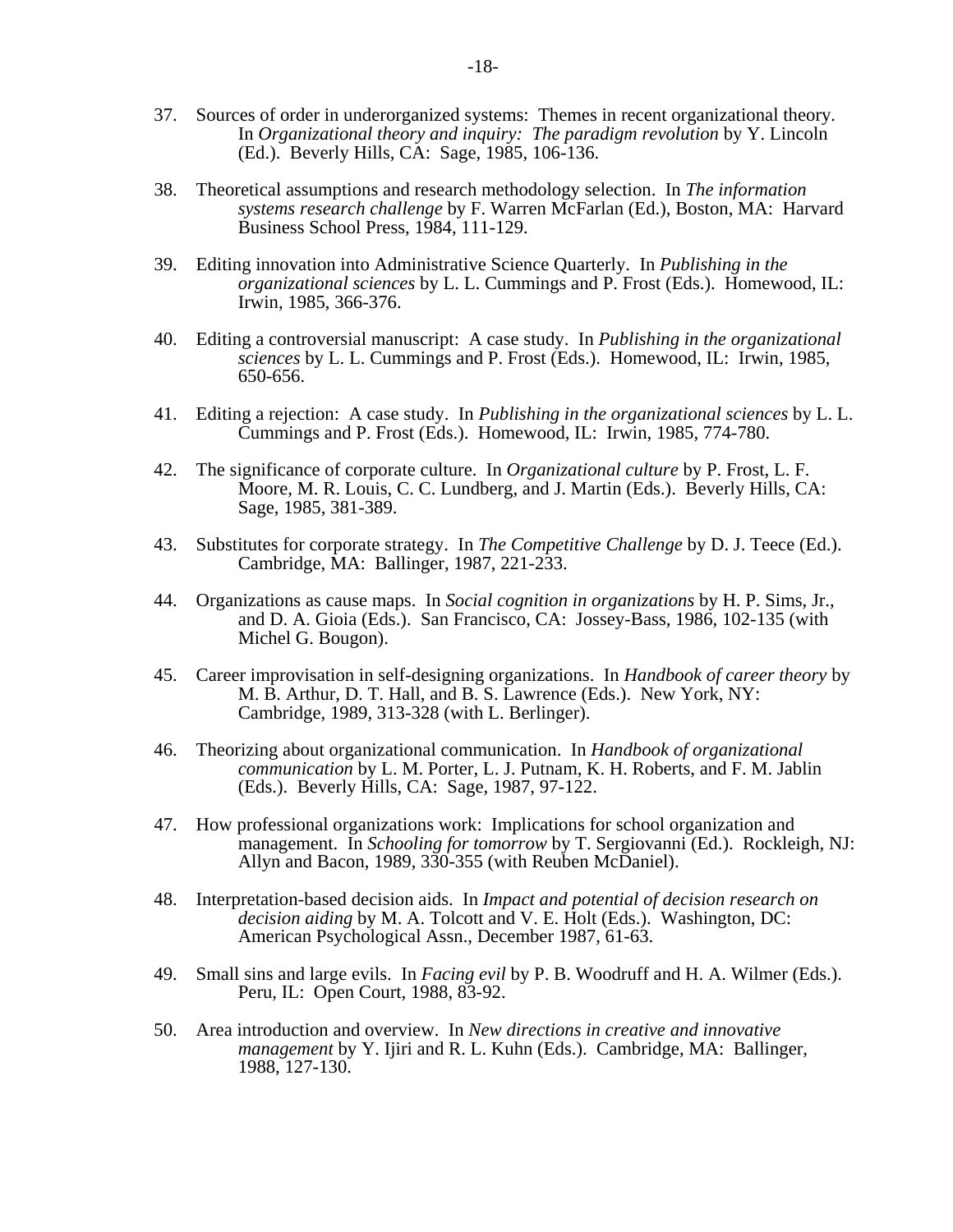37. Sources of order in underorganized systems: Themes in recent organizational theory. In *Organizational theory and inquiry: The paradigm revolution* by Y. Lincoln (Ed.). Beverly Hills, CA: Sage, 1985, 106-136.

38. Theoretical assumptions and research methodology selection. In *The information systems research challenge* by F. Warren McFarlan (Ed.), Boston, MA: Harvard Business School Press, 1984, 111-129.

39. Editing innovation into Administrative Science Quarterly. In *Publishing in the organizational sciences* by L. L. Cummings and P. Frost (Eds.). Homewood, IL: Irwin, 1985, 366-376.

40. Editing a controversial manuscript: A case study. In *Publishing in the organizational sciences* by L. L. Cummings and P. Frost (Eds.). Homewood, IL: Irwin, 1985, 650-656.

41. Editing a rejection: A case study. In *Publishing in the organizational sciences* by L. L. Cummings and P. Frost (Eds.). Homewood, IL: Irwin, 1985, 774-780.

42. The significance of corporate culture. In *Organizational culture* by P. Frost, L. F. Moore, M. R. Louis, C. C. Lundberg, and J. Martin (Eds.). Beverly Hills, CA: Sage, 1985, 381-389.

43. Substitutes for corporate strategy. In *The Competitive Challenge* by D. J. Teece (Ed.). Cambridge, MA: Ballinger, 1987, 221-233.

44. Organizations as cause maps. In *Social cognition in organizations* by H. P. Sims, Jr., and D. A. Gioia (Eds.). San Francisco, CA: Jossey-Bass, 1986, 102-135 (with Michel G. Bougon).

45. Career improvisation in self-designing organizations. In *Handbook of career theory* by M. B. Arthur, D. T. Hall, and B. S. Lawrence (Eds.). New York, NY: Cambridge, 1989, 313-328 (with L. Berlinger).

46. Theorizing about organizational communication. In *Handbook of organizational communication* by L. M. Porter, L. J. Putnam, K. H. Roberts, and F. M. Jablin (Eds.). Beverly Hills, CA: Sage, 1987, 97-122.

47. How professional organizations work: Implications for school organization and management. In *Schooling for tomorrow* by T. Sergiovanni (Ed.). Rockleigh, NJ: Allyn and Bacon, 1989, 330-355 (with Reuben McDaniel).

48. Interpretation-based decision aids. In *Impact and potential of decision research on decision aiding* by M. A. Tolcott and V. E. Holt (Eds.). Washington, DC: American Psychological Assn., December 1987, 61-63.

49. Small sins and large evils. In *Facing evil* by P. B. Woodruff and H. A. Wilmer (Eds.). Peru, IL: Open Court, 1988, 83-92.

50. Area introduction and overview. In *New directions in creative and innovative management* by Y. Ijiri and R. L. Kuhn (Eds.). Cambridge, MA: Ballinger, 1988, 127-130.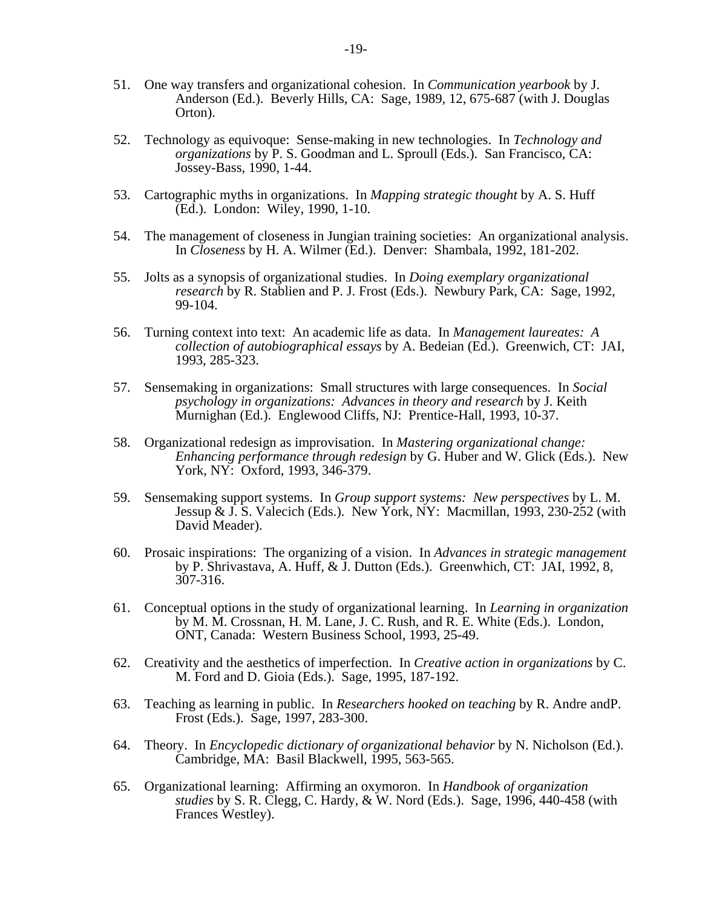51. One way transfers and organizational cohesion. In *Communication yearbook* by J. Anderson (Ed.). Beverly Hills, CA: Sage, 1989, 12, 675-687 (with J. Douglas Orton).

52. Technology as equivoque: Sense-making in new technologies. In *Technology and organizations* by P. S. Goodman and L. Sproull (Eds.). San Francisco, CA: Jossey-Bass, 1990, 1-44.

53. Cartographic myths in organizations. In *Mapping strategic thought* by A. S. Huff (Ed.). London: Wiley, 1990, 1-10.

54. The management of closeness in Jungian training societies: An organizational analysis. In *Closeness* by H. A. Wilmer (Ed.). Denver: Shambala, 1992, 181-202.

55. Jolts as a synopsis of organizational studies. In *Doing exemplary organizational research* by R. Stablien and P. J. Frost (Eds.). Newbury Park, CA: Sage, 1992, 99-104.

56. Turning context into text: An academic life as data. In *Management laureates: A collection of autobiographical essays* by A. Bedeian (Ed.). Greenwich, CT: JAI, 1993, 285-323.

57. Sensemaking in organizations: Small structures with large consequences. In *Social psychology in organizations: Advances in theory and research* by J. Keith Murnighan (Ed.). Englewood Cliffs, NJ: Prentice-Hall, 1993, 10-37.

58. Organizational redesign as improvisation. In *Mastering organizational change: Enhancing performance through redesign* by G. Huber and W. Glick (Eds.). New York, NY: Oxford, 1993, 346-379.

59. Sensemaking support systems. In *Group support systems: New perspectives* by L. M. Jessup & J. S. Valecich (Eds.). New York, NY: Macmillan, 1993, 230-252 (with David Meader).

60. Prosaic inspirations: The organizing of a vision. In *Advances in strategic management* by P. Shrivastava, A. Huff, & J. Dutton (Eds.). Greenwhich, CT: JAI, 1992, 8, 307-316.

61. Conceptual options in the study of organizational learning. In *Learning in organization* by M. M. Crossnan, H. M. Lane, J. C. Rush, and R. E. White (Eds.). London, ONT, Canada: Western Business School, 1993, 25-49.

62. Creativity and the aesthetics of imperfection. In *Creative action in organizations* by C. M. Ford and D. Gioia (Eds.). Sage, 1995, 187-192.

63. Teaching as learning in public. In *Researchers hooked on teaching* by R. Andre andP. Frost (Eds.). Sage, 1997, 283-300.

64. Theory. In *Encyclopedic dictionary of organizational behavior* by N. Nicholson (Ed.). Cambridge, MA: Basil Blackwell, 1995, 563-565.

65. Organizational learning: Affirming an oxymoron. In *Handbook of organization studies* by S. R. Clegg, C. Hardy, & W. Nord (Eds.). Sage, 1996, 440-458 (with Frances Westley).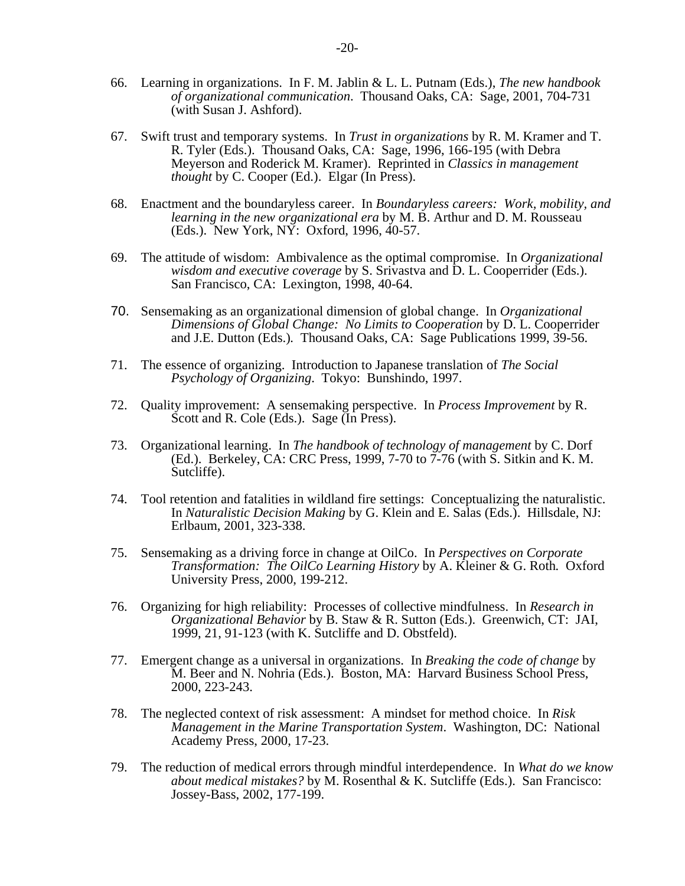66. Learning in organizations. In F. M. Jablin & L. L. Putnam (Eds.), *The new handbook of organizational communication*. Thousand Oaks, CA: Sage, 2001, 704-731 (with Susan J. Ashford).

67. Swift trust and temporary systems. In *Trust in organizations* by R. M. Kramer and T. R. Tyler (Eds.). Thousand Oaks, CA: Sage, 1996, 166-195 (with Debra Meyerson and Roderick M. Kramer). Reprinted in *Classics in management thought* by C. Cooper (Ed.). Elgar (In Press).

68. Enactment and the boundaryless career. In *Boundaryless careers: Work, mobility, and learning in the new organizational era* by M. B. Arthur and D. M. Rousseau (Eds.). New York, NY: Oxford, 1996, 40-57.

69. The attitude of wisdom: Ambivalence as the optimal compromise. In *Organizational wisdom and executive coverage* by S. Srivastva and D. L. Cooperrider (Eds.). San Francisco, CA: Lexington, 1998, 40-64.

70. Sensemaking as an organizational dimension of global change. In *Organizational Dimensions of Global Change: No Limits to Cooperation* by D. L. Cooperrider and J.E. Dutton (Eds.). Thousand Oaks, CA: Sage Publications 1999, 39-56.

71. The essence of organizing. Introduction to Japanese translation of *The Social Psychology of Organizing*. Tokyo: Bunshindo, 1997.

72. Quality improvement: A sensemaking perspective. In *Process Improvement* by R. Scott and R. Cole (Eds.). Sage (In Press).

73. Organizational learning. In *The handbook of technology of management* by C. Dorf (Ed.). Berkeley, CA: CRC Press, 1999, 7-70 to 7-76 (with S. Sitkin and K. M. Sutcliffe).

74. Tool retention and fatalities in wildland fire settings: Conceptualizing the naturalistic. In *Naturalistic Decision Making* by G. Klein and E. Salas (Eds.). Hillsdale, NJ: Erlbaum, 2001, 323-338.

75. Sensemaking as a driving force in change at OilCo. In *Perspectives on Corporate Transformation: The OilCo Learning History* by A. Kleiner & G. Roth. Oxford University Press, 2000, 199-212.

76. Organizing for high reliability: Processes of collective mindfulness. In *Research in Organizational Behavior* by B. Staw & R. Sutton (Eds.). Greenwich, CT: JAI, 1999, 21, 91-123 (with K. Sutcliffe and D. Obstfeld).

77. Emergent change as a universal in organizations. In *Breaking the code of change* by M. Beer and N. Nohria (Eds.). Boston, MA: Harvard Business School Press, 2000, 223-243.

78. The neglected context of risk assessment: A mindset for method choice. In *Risk Management in the Marine Transportation System*. Washington, DC: National Academy Press, 2000, 17-23.

79. The reduction of medical errors through mindful interdependence. In *What do we know about medical mistakes?* by M. Rosenthal & K. Sutcliffe (Eds.). San Francisco: Jossey-Bass, 2002, 177-199.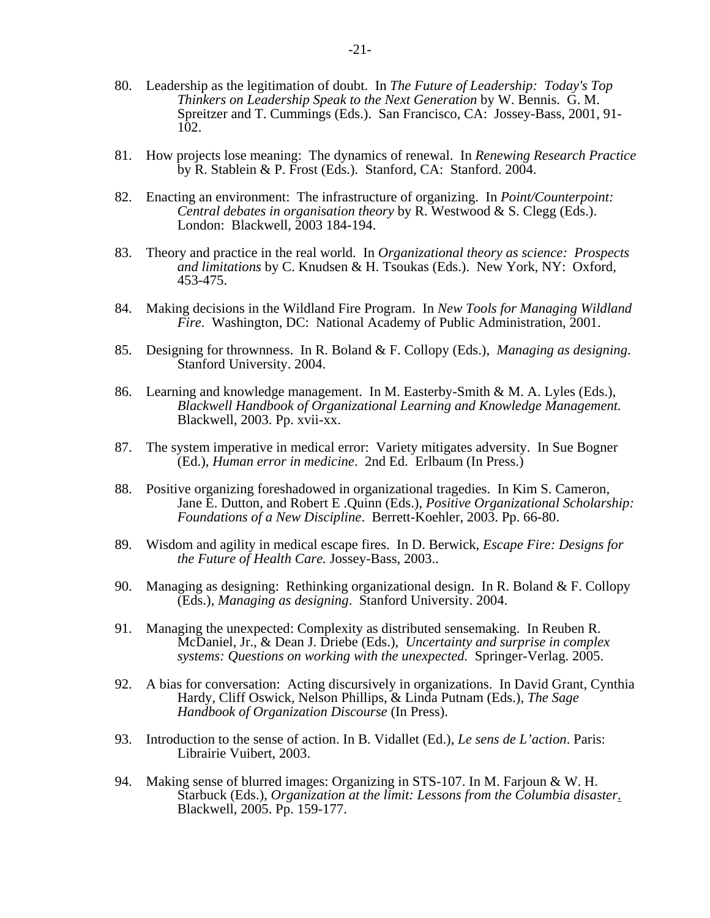80. Leadership as the legitimation of doubt. In *The Future of Leadership: Today's Top Thinkers on Leadership Speak to the Next Generation* by W. Bennis. G. M. Spreitzer and T. Cummings (Eds.). San Francisco, CA: Jossey-Bass, 2001, 91-102.

81. How projects lose meaning: The dynamics of renewal. In *Renewing Research Practice* by R. Stablein & P. Frost (Eds.). Stanford, CA: Stanford. 2004.

82. Enacting an environment: The infrastructure of organizing. In *Point/Counterpoint: Central debates in organisation theory* by R. Westwood & S. Clegg (Eds.). London: Blackwell, 2003 184-194.

83. Theory and practice in the real world. In *Organizational theory as science: Prospects and limitations* by C. Knudsen & H. Tsoukas (Eds.). New York, NY: Oxford, 453-475.

84. Making decisions in the Wildland Fire Program. In *New Tools for Managing Wildland Fire*. Washington, DC: National Academy of Public Administration, 2001.

85. Designing for thrownness. In R. Boland & F. Collopy (Eds.), *Managing as designing*. Stanford University. 2004.

86. Learning and knowledge management. In M. Easterby-Smith & M. A. Lyles (Eds.), *Blackwell Handbook of Organizational Learning and Knowledge Management.* Blackwell, 2003. Pp. xvii-xx.

87. The system imperative in medical error: Variety mitigates adversity. In Sue Bogner (Ed.), *Human error in medicine*. 2nd Ed. Erlbaum (In Press.)

88. Positive organizing foreshadowed in organizational tragedies. In Kim S. Cameron, Jane E. Dutton, and Robert E .Quinn (Eds.), *Positive Organizational Scholarship: Foundations of a New Discipline*. Berrett-Koehler, 2003. Pp. 66-80.

89. Wisdom and agility in medical escape fires. In D. Berwick, *Escape Fire: Designs for the Future of Health Care.* Jossey-Bass, 2003..

90. Managing as designing: Rethinking organizational design. In R. Boland & F. Collopy (Eds.), *Managing as designing*. Stanford University. 2004.

91. Managing the unexpected: Complexity as distributed sensemaking. In Reuben R. McDaniel, Jr., & Dean J. Driebe (Eds.), *Uncertainty and surprise in complex systems: Questions on working with the unexpected.* Springer-Verlag. 2005.

92. A bias for conversation: Acting discursively in organizations. In David Grant, Cynthia Hardy, Cliff Oswick, Nelson Phillips, & Linda Putnam (Eds.), *The Sage Handbook of Organization Discourse* (In Press).

93. Introduction to the sense of action. In B. Vidallet (Ed.), *Le sens de L'action*. Paris: Librairie Vuibert, 2003.

94. Making sense of blurred images: Organizing in STS-107. In M. Farjoun & W. H. Starbuck (Eds.), *Organization at the limit: Lessons from the Columbia disaster*. Blackwell, 2005. Pp. 159-177.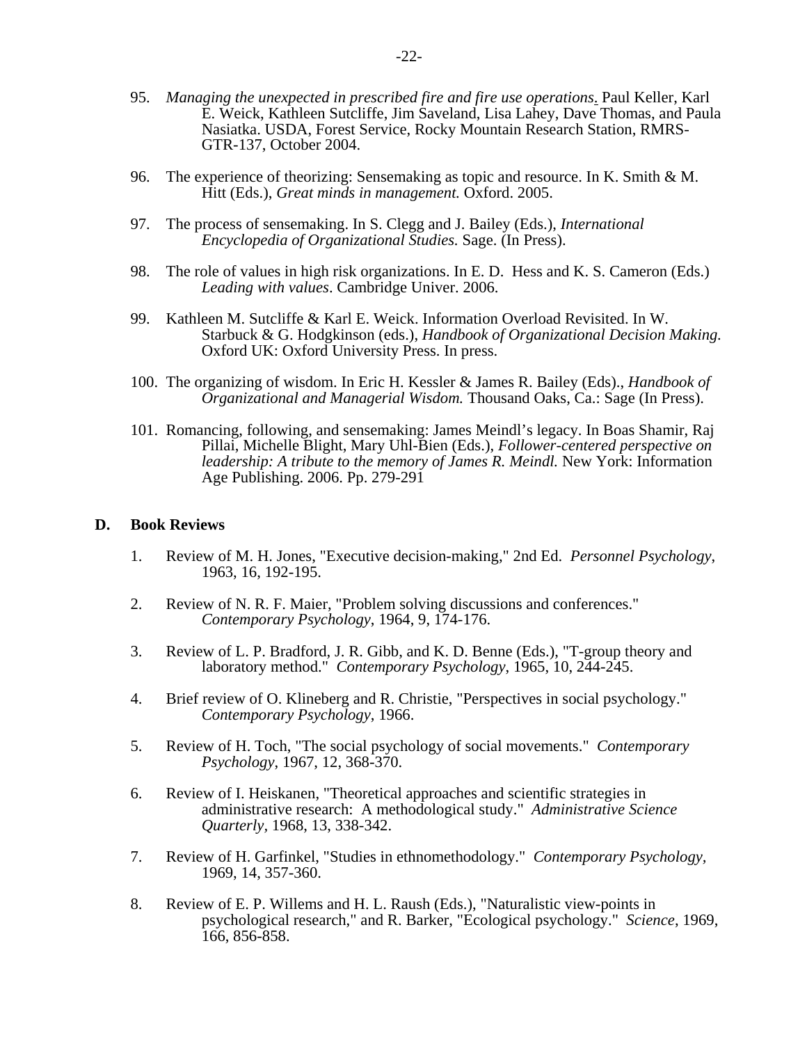95. *Managing the unexpected in prescribed fire and fire use operations*. Paul Keller, Karl E. Weick, Kathleen Sutcliffe, Jim Saveland, Lisa Lahey, Dave Thomas, and Paula Nasiatka. USDA, Forest Service, Rocky Mountain Research Station, RMRS-GTR-137, October 2004.

96. The experience of theorizing: Sensemaking as topic and resource. In K. Smith & M. Hitt (Eds.), *Great minds in management.* Oxford. 2005.

97. The process of sensemaking. In S. Clegg and J. Bailey (Eds.), *International Encyclopedia of Organizational Studies.* Sage. (In Press).

98. The role of values in high risk organizations. In E. D. Hess and K. S. Cameron (Eds.) *Leading with values*. Cambridge Univer. 2006.

99. Kathleen M. Sutcliffe & Karl E. Weick. Information Overload Revisited. In W. Starbuck & G. Hodgkinson (eds.), *Handbook of Organizational Decision Making.* Oxford UK: Oxford University Press. In press.

100. The organizing of wisdom. In Eric H. Kessler & James R. Bailey (Eds)., *Handbook of Organizational and Managerial Wisdom.* Thousand Oaks, Ca.: Sage (In Press).

101. Romancing, following, and sensemaking: James Meindl's legacy. In Boas Shamir, Raj Pillai, Michelle Blight, Mary Uhl-Bien (Eds.), *Follower-centered perspective on leadership: A tribute to the memory of James R. Meindl.* New York: Information Age Publishing. 2006. Pp. 279-291

## D. Book Reviews

1. Review of M. H. Jones, "Executive decision-making," 2nd Ed. *Personnel Psychology*, 1963, 16, 192-195.

2. Review of N. R. F. Maier, "Problem solving discussions and conferences." *Contemporary Psychology,* 1964, 9, 174-176.

3. Review of L. P. Bradford, J. R. Gibb, and K. D. Benne (Eds.), "T-group theory and laboratory method." *Contemporary Psychology*, 1965, 10, 244-245.

4. Brief review of O. Klineberg and R. Christie, "Perspectives in social psychology." *Contemporary Psychology*, 1966.

5. Review of H. Toch, "The social psychology of social movements." *Contemporary Psychology*, 1967, 12, 368-370.

6. Review of I. Heiskanen, "Theoretical approaches and scientific strategies in administrative research: A methodological study." *Administrative Science Quarterly*, 1968, 13, 338-342.

7. Review of H. Garfinkel, "Studies in ethnomethodology." *Contemporary Psychology,* 1969, 14, 357-360.

8. Review of E. P. Willems and H. L. Raush (Eds.), "Naturalistic view-points in psychological research," and R. Barker, "Ecological psychology." *Science*, 1969, 166, 856-858.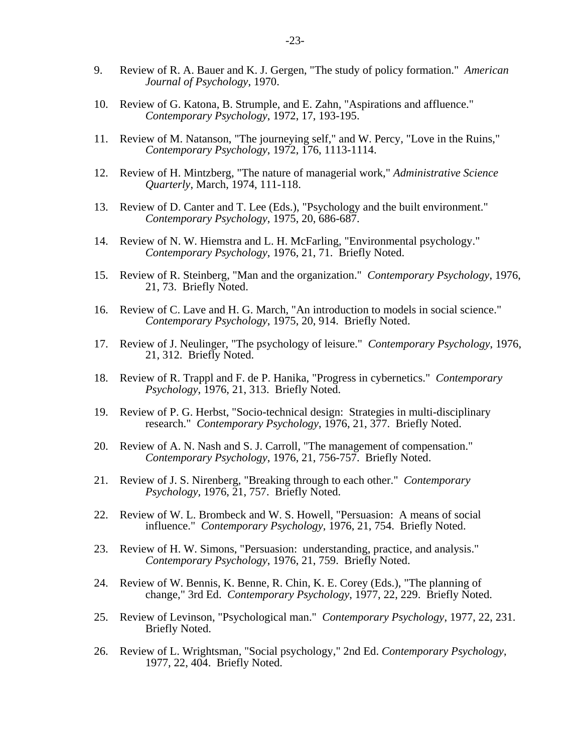9. Review of R. A. Bauer and K. J. Gergen, "The study of policy formation." *American Journal of Psychology*, 1970.

10. Review of G. Katona, B. Strumple, and E. Zahn, "Aspirations and affluence." *Contemporary Psychology*, 1972, 17, 193-195.

11. Review of M. Natanson, "The journeying self," and W. Percy, "Love in the Ruins," *Contemporary Psychology*, 1972, 176, 1113-1114.

12. Review of H. Mintzberg, "The nature of managerial work," *Administrative Science Quarterly*, March, 1974, 111-118.

13. Review of D. Canter and T. Lee (Eds.), "Psychology and the built environment." *Contemporary Psychology*, 1975, 20, 686-687.

14. Review of N. W. Hiemstra and L. H. McFarling, "Environmental psychology." *Contemporary Psychology*, 1976, 21, 71. Briefly Noted.

15. Review of R. Steinberg, "Man and the organization." *Contemporary Psychology*, 1976, 21, 73. Briefly Noted.

16. Review of C. Lave and H. G. March, "An introduction to models in social science." *Contemporary Psychology*, 1975, 20, 914. Briefly Noted.

17. Review of J. Neulinger, "The psychology of leisure." *Contemporary Psychology*, 1976, 21, 312. Briefly Noted.

18. Review of R. Trappl and F. de P. Hanika, "Progress in cybernetics." *Contemporary Psychology*, 1976, 21, 313. Briefly Noted.

19. Review of P. G. Herbst, "Socio-technical design: Strategies in multi-disciplinary research." *Contemporary Psychology*, 1976, 21, 377. Briefly Noted.

20. Review of A. N. Nash and S. J. Carroll, "The management of compensation." *Contemporary Psychology*, 1976, 21, 756-757. Briefly Noted.

21. Review of J. S. Nirenberg, "Breaking through to each other." *Contemporary Psychology*, 1976, 21, 757. Briefly Noted.

22. Review of W. L. Brombeck and W. S. Howell, "Persuasion: A means of social influence." *Contemporary Psychology*, 1976, 21, 754. Briefly Noted.

23. Review of H. W. Simons, "Persuasion: understanding, practice, and analysis." *Contemporary Psychology*, 1976, 21, 759. Briefly Noted.

24. Review of W. Bennis, K. Benne, R. Chin, K. E. Corey (Eds.), "The planning of change," 3rd Ed. *Contemporary Psychology*, 1977, 22, 229. Briefly Noted.

25. Review of Levinson, "Psychological man." *Contemporary Psychology*, 1977, 22, 231. Briefly Noted.

26. Review of L. Wrightsman, "Social psychology," 2nd Ed. *Contemporary Psychology*, 1977, 22, 404. Briefly Noted.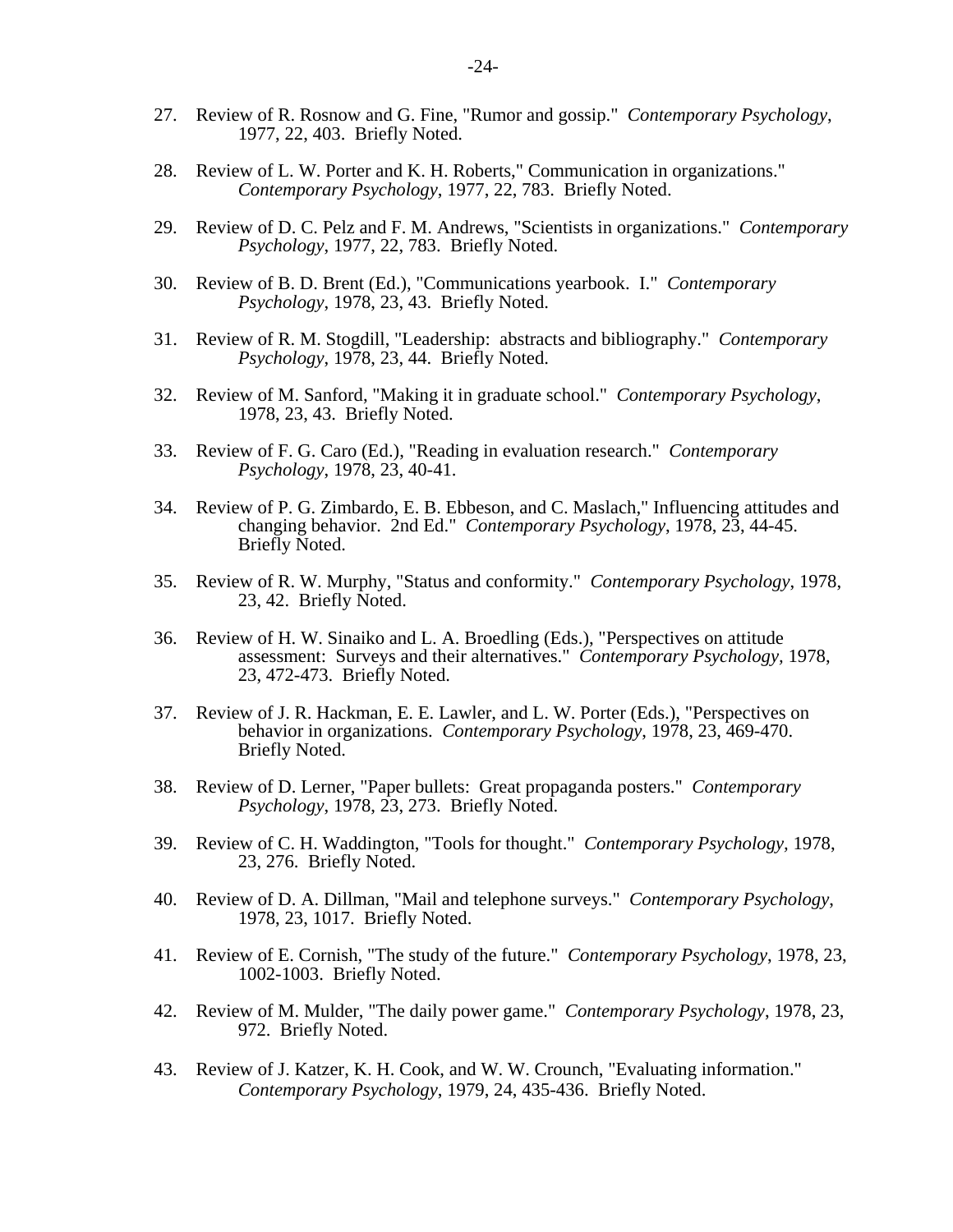27. Review of R. Rosnow and G. Fine, "Rumor and gossip." *Contemporary Psychology*, 1977, 22, 403. Briefly Noted.

28. Review of L. W. Porter and K. H. Roberts," Communication in organizations." *Contemporary Psychology*, 1977, 22, 783. Briefly Noted.

29. Review of D. C. Pelz and F. M. Andrews, "Scientists in organizations." *Contemporary Psychology*, 1977, 22, 783. Briefly Noted.

30. Review of B. D. Brent (Ed.), "Communications yearbook. I." *Contemporary Psychology*, 1978, 23, 43. Briefly Noted.

31. Review of R. M. Stogdill, "Leadership: abstracts and bibliography." *Contemporary Psychology*, 1978, 23, 44. Briefly Noted.

32. Review of M. Sanford, "Making it in graduate school." *Contemporary Psychology*, 1978, 23, 43. Briefly Noted.

33. Review of F. G. Caro (Ed.), "Reading in evaluation research." *Contemporary Psychology*, 1978, 23, 40-41.

34. Review of P. G. Zimbardo, E. B. Ebbeson, and C. Maslach," Influencing attitudes and changing behavior. 2nd Ed." *Contemporary Psychology*, 1978, 23, 44-45. Briefly Noted.

35. Review of R. W. Murphy, "Status and conformity." *Contemporary Psychology*, 1978, 23, 42. Briefly Noted.

36. Review of H. W. Sinaiko and L. A. Broedling (Eds.), "Perspectives on attitude assessment: Surveys and their alternatives." *Contemporary Psychology*, 1978, 23, 472-473. Briefly Noted.

37. Review of J. R. Hackman, E. E. Lawler, and L. W. Porter (Eds.), "Perspectives on behavior in organizations. *Contemporary Psychology*, 1978, 23, 469-470. Briefly Noted.

38. Review of D. Lerner, "Paper bullets: Great propaganda posters." *Contemporary Psychology*, 1978, 23, 273. Briefly Noted.

39. Review of C. H. Waddington, "Tools for thought." *Contemporary Psychology*, 1978, 23, 276. Briefly Noted.

40. Review of D. A. Dillman, "Mail and telephone surveys." *Contemporary Psychology*, 1978, 23, 1017. Briefly Noted.

41. Review of E. Cornish, "The study of the future." *Contemporary Psychology*, 1978, 23, 1002-1003. Briefly Noted.

42. Review of M. Mulder, "The daily power game." *Contemporary Psychology*, 1978, 23, 972. Briefly Noted.

43. Review of J. Katzer, K. H. Cook, and W. W. Crounch, "Evaluating information." *Contemporary Psychology*, 1979, 24, 435-436. Briefly Noted.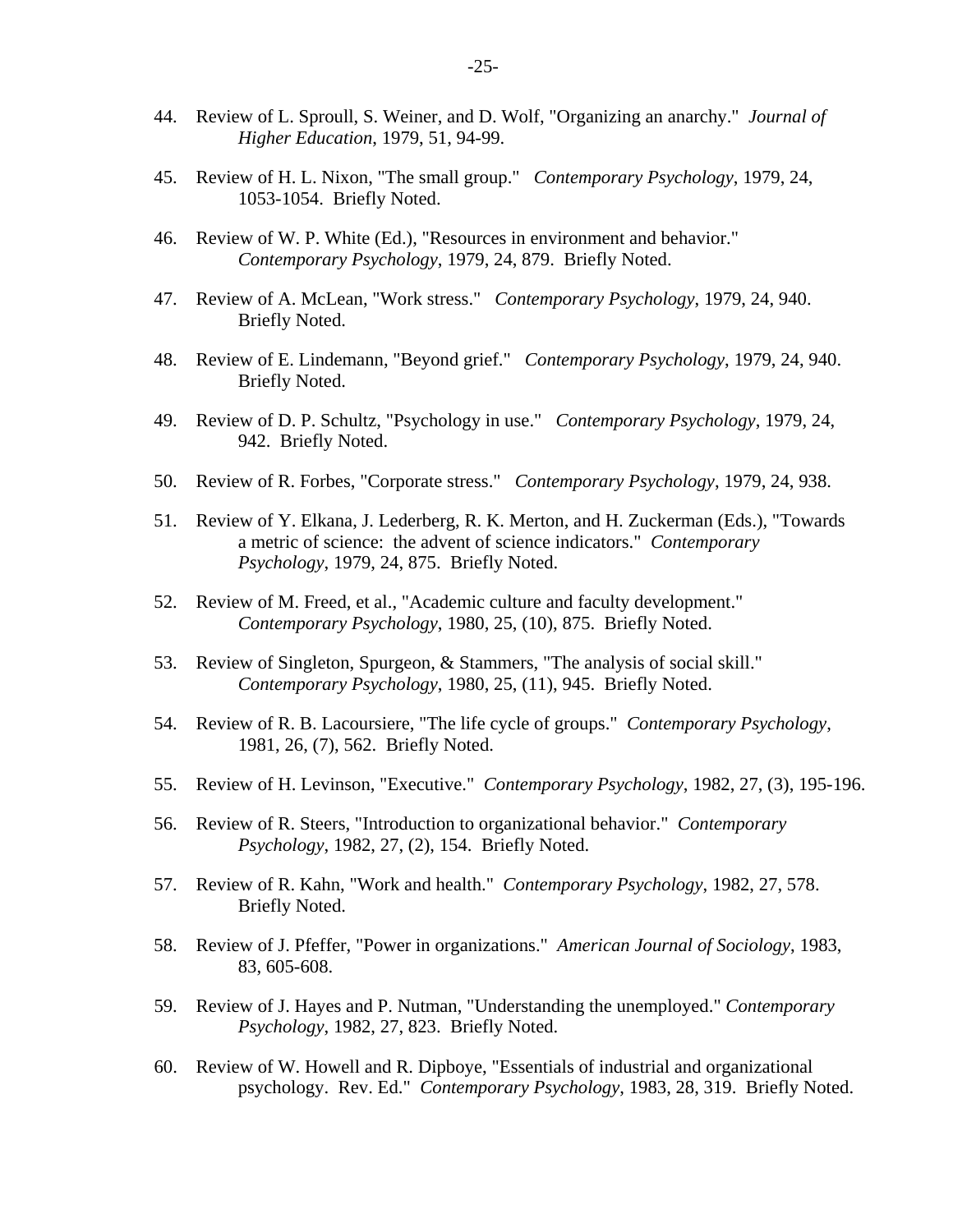44. Review of L. Sproull, S. Weiner, and D. Wolf, "Organizing an anarchy." *Journal of Higher Education*, 1979, 51, 94-99.

45. Review of H. L. Nixon, "The small group." *Contemporary Psychology*, 1979, 24, 1053-1054. Briefly Noted.

46. Review of W. P. White (Ed.), "Resources in environment and behavior." *Contemporary Psychology*, 1979, 24, 879. Briefly Noted.

47. Review of A. McLean, "Work stress." *Contemporary Psychology*, 1979, 24, 940. Briefly Noted.

48. Review of E. Lindemann, "Beyond grief." *Contemporary Psychology*, 1979, 24, 940. Briefly Noted.

49. Review of D. P. Schultz, "Psychology in use." *Contemporary Psychology*, 1979, 24, 942. Briefly Noted.

50. Review of R. Forbes, "Corporate stress." *Contemporary Psychology*, 1979, 24, 938.

51. Review of Y. Elkana, J. Lederberg, R. K. Merton, and H. Zuckerman (Eds.), "Towards a metric of science: the advent of science indicators." *Contemporary Psychology*, 1979, 24, 875. Briefly Noted.

52. Review of M. Freed, et al., "Academic culture and faculty development." *Contemporary Psychology*, 1980, 25, (10), 875. Briefly Noted.

53. Review of Singleton, Spurgeon, & Stammers, "The analysis of social skill." *Contemporary Psychology*, 1980, 25, (11), 945. Briefly Noted.

54. Review of R. B. Lacoursiere, "The life cycle of groups." *Contemporary Psychology*, 1981, 26, (7), 562. Briefly Noted.

55. Review of H. Levinson, "Executive." *Contemporary Psychology*, 1982, 27, (3), 195-196.

56. Review of R. Steers, "Introduction to organizational behavior." *Contemporary Psychology*, 1982, 27, (2), 154. Briefly Noted.

57. Review of R. Kahn, "Work and health." *Contemporary Psychology*, 1982, 27, 578. Briefly Noted.

58. Review of J. Pfeffer, "Power in organizations." *American Journal of Sociology*, 1983, 83, 605-608.

59. Review of J. Hayes and P. Nutman, "Understanding the unemployed." *Contemporary Psychology*, 1982, 27, 823. Briefly Noted.

60. Review of W. Howell and R. Dipboye, "Essentials of industrial and organizational psychology. Rev. Ed." *Contemporary Psychology*, 1983, 28, 319. Briefly Noted.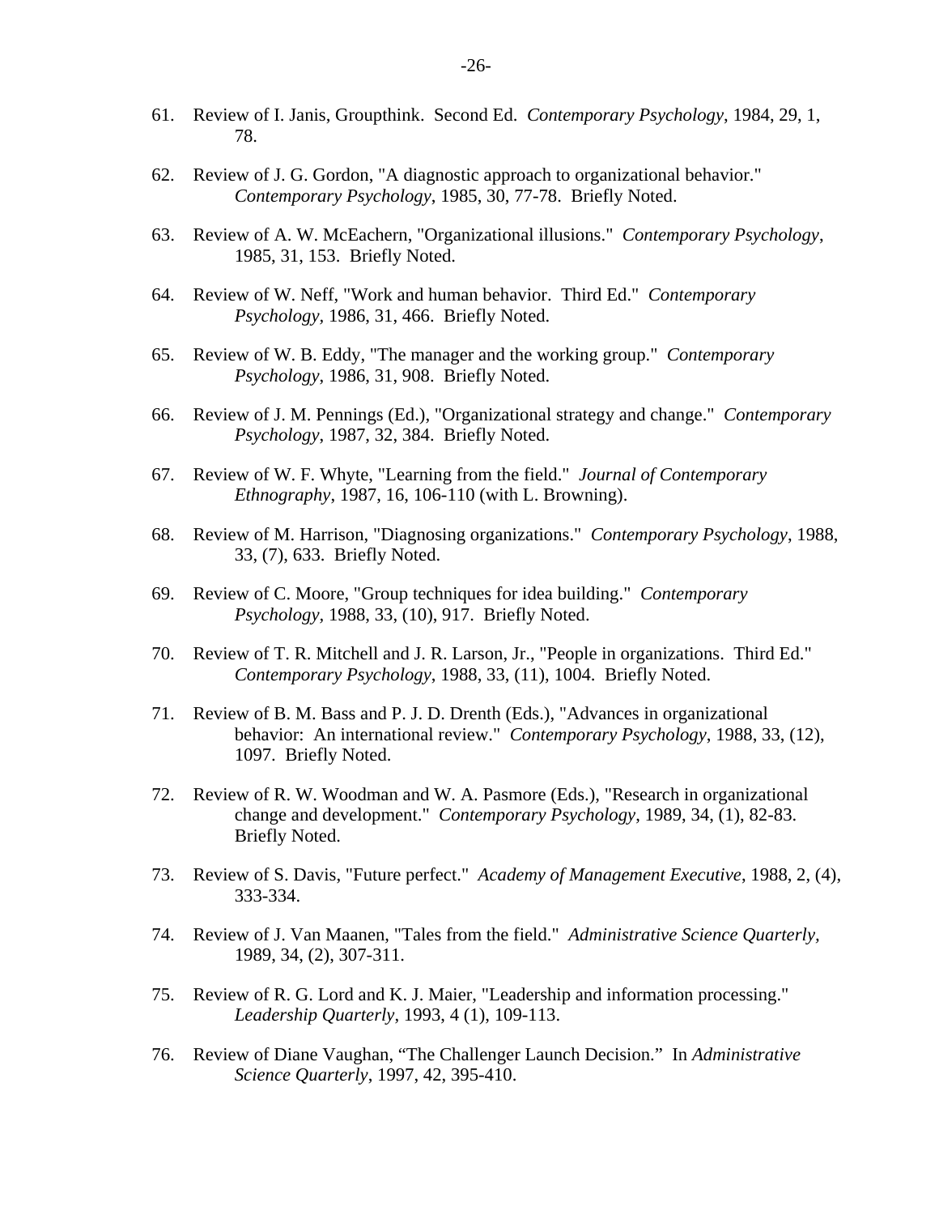61. Review of I. Janis, Groupthink. Second Ed. *Contemporary Psychology*, 1984, 29, 1, 78.

62. Review of J. G. Gordon, "A diagnostic approach to organizational behavior." *Contemporary Psychology*, 1985, 30, 77-78. Briefly Noted.

63. Review of A. W. McEachern, "Organizational illusions." *Contemporary Psychology*, 1985, 31, 153. Briefly Noted.

64. Review of W. Neff, "Work and human behavior. Third Ed." *Contemporary Psychology*, 1986, 31, 466. Briefly Noted.

65. Review of W. B. Eddy, "The manager and the working group." *Contemporary Psychology*, 1986, 31, 908. Briefly Noted.

66. Review of J. M. Pennings (Ed.), "Organizational strategy and change." *Contemporary Psychology*, 1987, 32, 384. Briefly Noted.

67. Review of W. F. Whyte, "Learning from the field." *Journal of Contemporary Ethnography*, 1987, 16, 106-110 (with L. Browning).

68. Review of M. Harrison, "Diagnosing organizations." *Contemporary Psychology*, 1988, 33, (7), 633. Briefly Noted.

69. Review of C. Moore, "Group techniques for idea building." *Contemporary Psychology*, 1988, 33, (10), 917. Briefly Noted.

70. Review of T. R. Mitchell and J. R. Larson, Jr., "People in organizations. Third Ed." *Contemporary Psychology*, 1988, 33, (11), 1004. Briefly Noted.

71. Review of B. M. Bass and P. J. D. Drenth (Eds.), "Advances in organizational behavior: An international review." *Contemporary Psychology*, 1988, 33, (12), 1097. Briefly Noted.

72. Review of R. W. Woodman and W. A. Pasmore (Eds.), "Research in organizational change and development." *Contemporary Psychology*, 1989, 34, (1), 82-83. Briefly Noted.

73. Review of S. Davis, "Future perfect." *Academy of Management Executive*, 1988, 2, (4), 333-334.

74. Review of J. Van Maanen, "Tales from the field." *Administrative Science Quarterly*, 1989, 34, (2), 307-311.

75. Review of R. G. Lord and K. J. Maier, "Leadership and information processing." *Leadership Quarterly*, 1993, 4 (1), 109-113.

76. Review of Diane Vaughan, “The Challenger Launch Decision.” In *Administrative Science Quarterly*, 1997, 42, 395-410.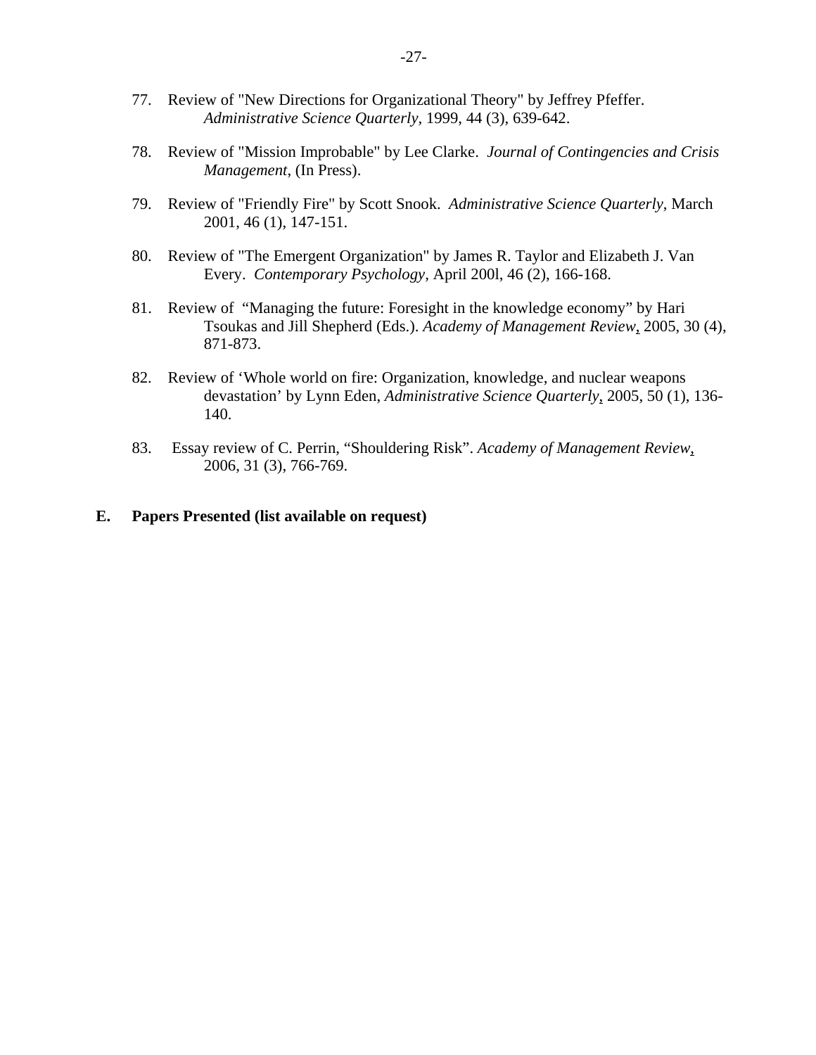77. Review of "New Directions for Organizational Theory" by Jeffrey Pfeffer. *Administrative Science Quarterly*, 1999, 44 (3), 639-642.

78. Review of "Mission Improbable" by Lee Clarke. *Journal of Contingencies and Crisis Management*, (In Press).

79. Review of "Friendly Fire" by Scott Snook. *Administrative Science Quarterly*, March 2001, 46 (1), 147-151.

80. Review of "The Emergent Organization" by James R. Taylor and Elizabeth J. Van Every. *Contemporary Psychology,* April 200l, 46 (2), 166-168.

81. Review of "Managing the future: Foresight in the knowledge economy" by Hari Tsoukas and Jill Shepherd (Eds.). *Academy of Management Review*, 2005, 30 (4), 871-873.

82. Review of 'Whole world on fire: Organization, knowledge, and nuclear weapons devastation' by Lynn Eden, *Administrative Science Quarterly*, 2005, 50 (1), 136-140.

83. Essay review of C. Perrin, "Shouldering Risk". *Academy of Management Review*, 2006, 31 (3), 766-769.

**E. Papers Presented (list available on request)**